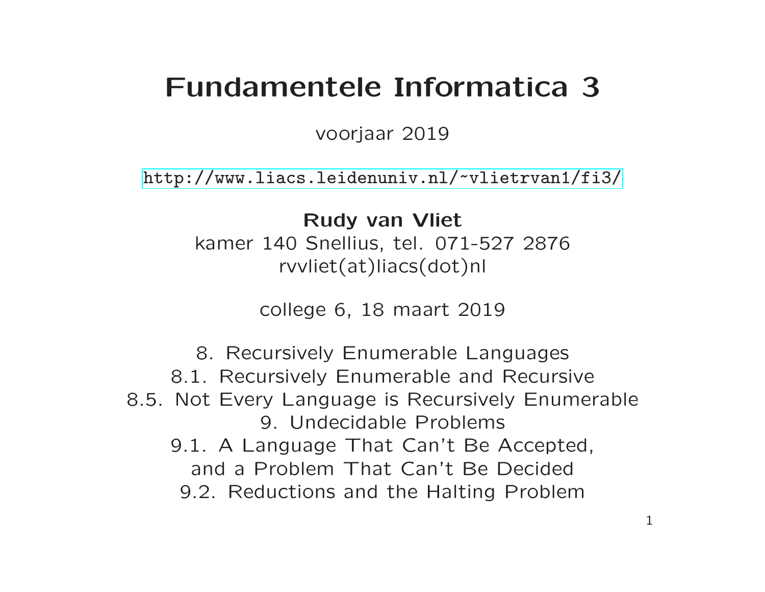# Fundamentele Informatica 3

voorjaar 2019

http://www.liacs.leidenuniv.nl/~vlietrvan1/fi3/

**Rudy van Vliet**
kamer 140 Snellius, tel. 071-527 2876
rvvliet(at)liacs(dot)nl

college 6, 18 maart 2019

8. Recursively Enumerable Languages
8.1. Recursively Enumerable and Recursive
8.5. Not Every Language is Recursively Enumerable
9. Undecidable Problems
9.1. A Language That Can't Be Accepted, and a Problem That Can't Be Decided
9.2. Reductions and the Halting Problem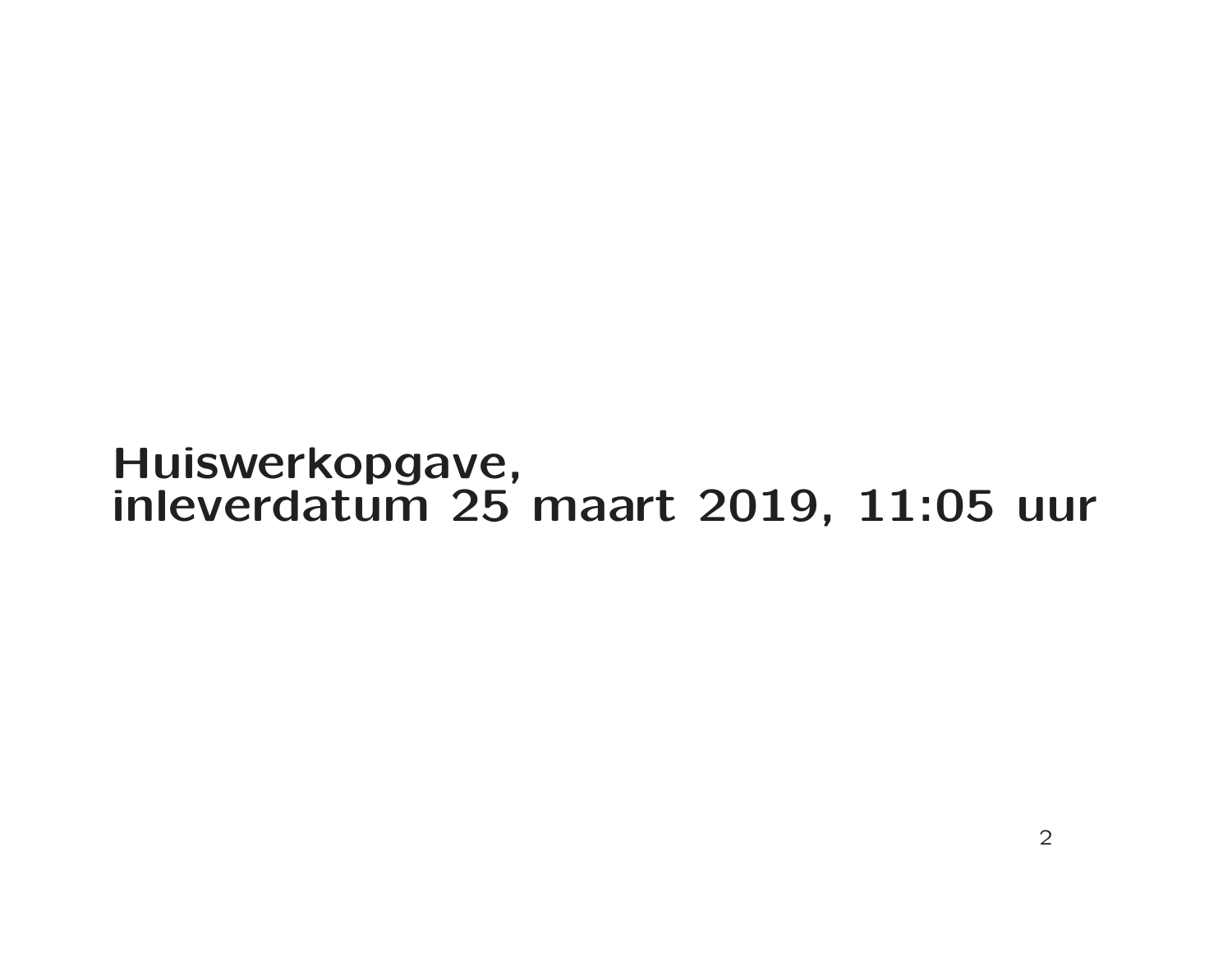# Huiswerkopgave,
# inleverdatum 25 maart 2019, 11:05 uur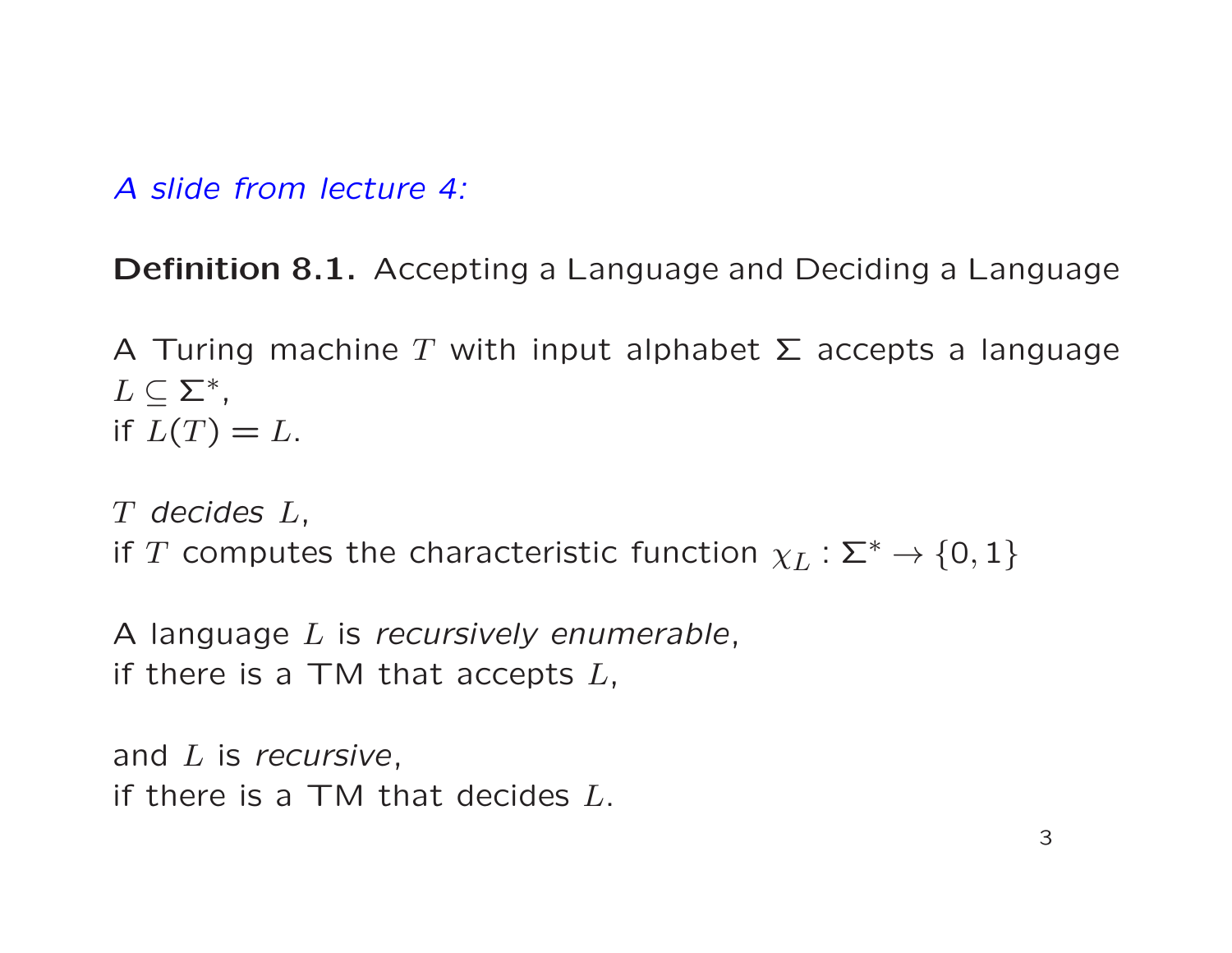*A slide from lecture 4:*

**Definition 8.1.** Accepting a Language and Deciding a Language

A Turing machine $T$ with input alphabet $\Sigma$ accepts a language $L \subseteq \Sigma^*$,
if $L(T) = L$.

$T$ *decides* $L$,
if $T$ computes the characteristic function $\chi_L : \Sigma^* \to \{0, 1\}$

A language $L$ is *recursively enumerable*,
if there is a TM that accepts $L$,

and $L$ is *recursive*,
if there is a TM that decides $L$.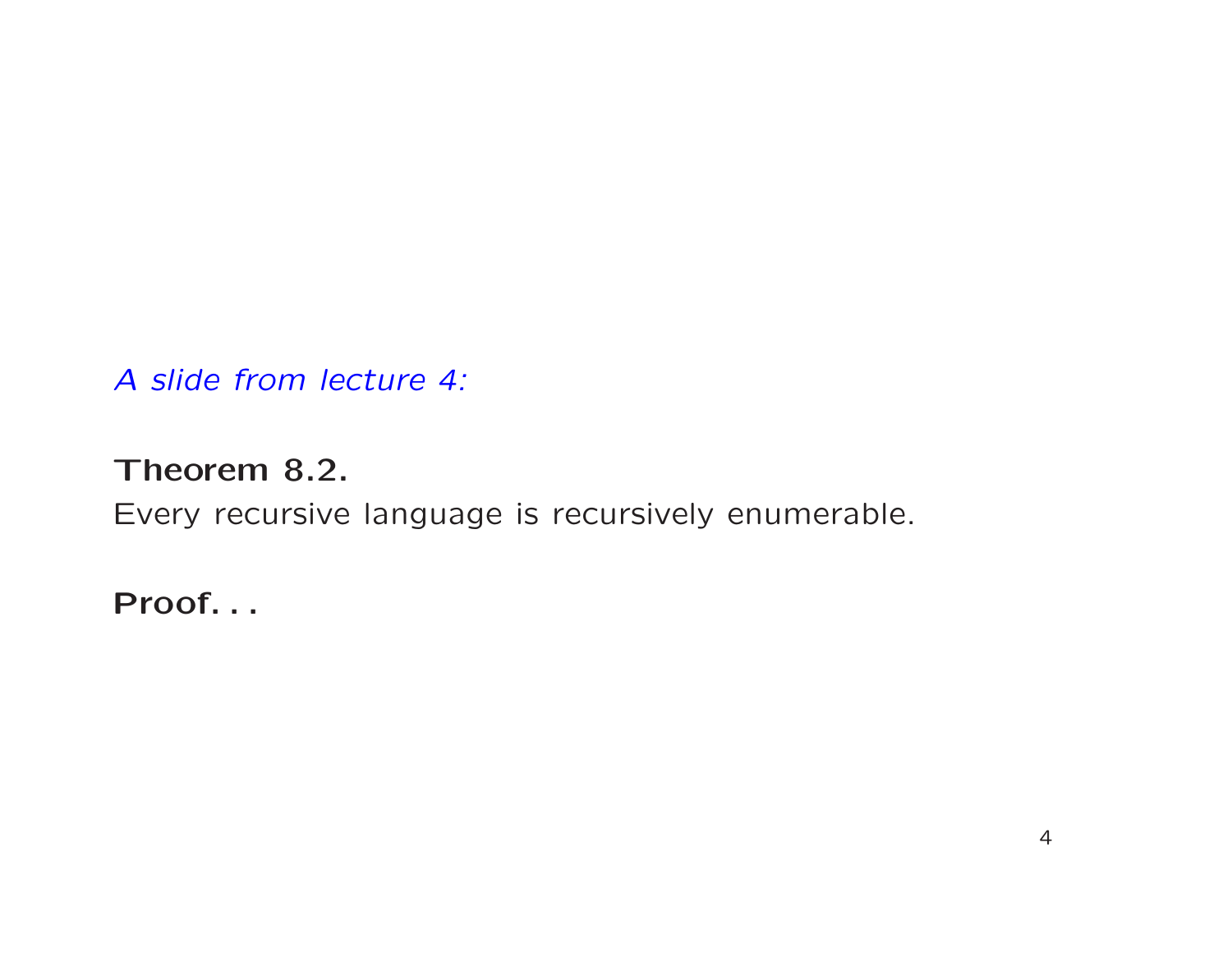*A slide from lecture 4:*

**Theorem 8.2.**
Every recursive language is recursively enumerable.

**Proof. . .**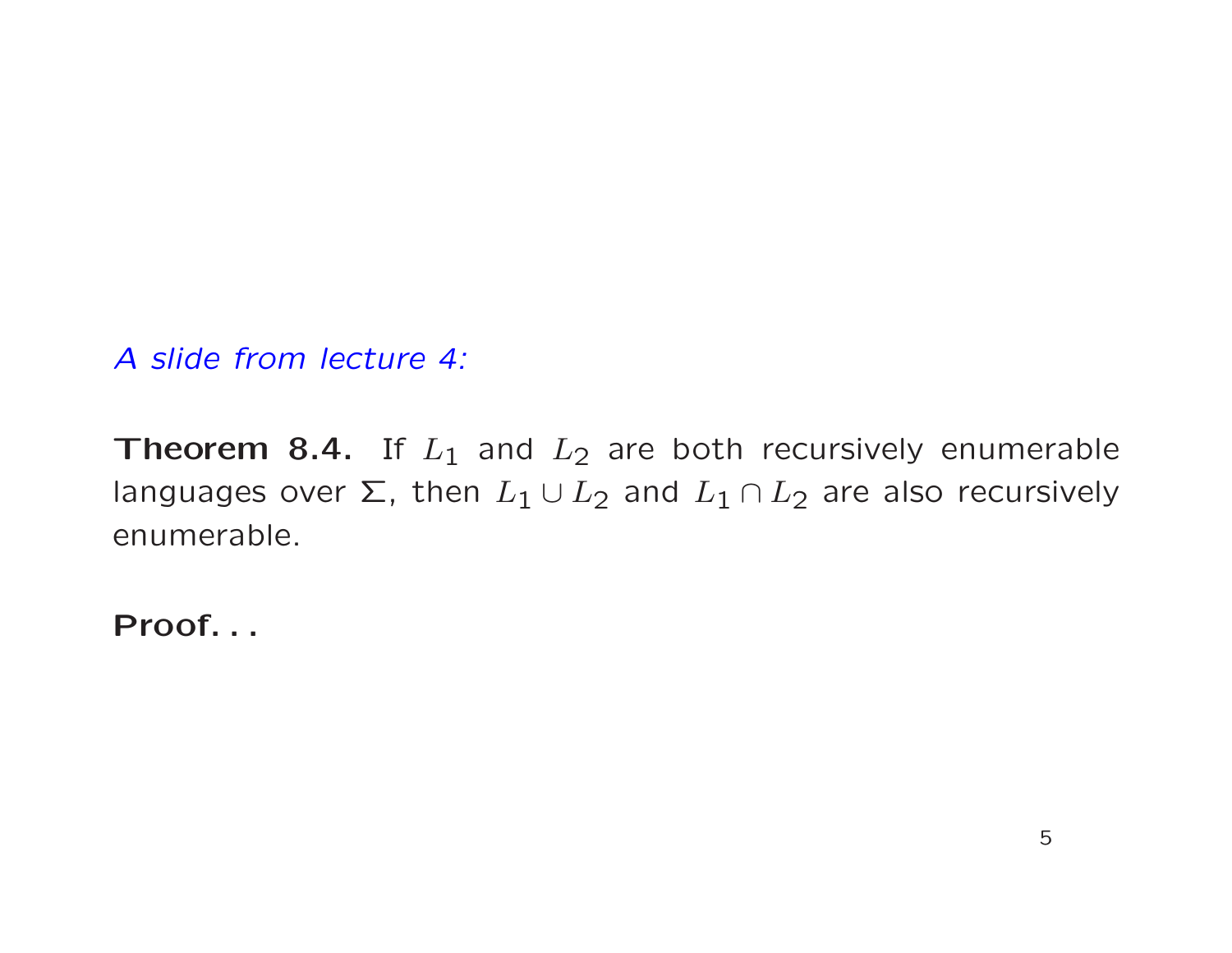*A slide from lecture 4:*

**Theorem 8.4.** If $L_1$ and $L_2$ are both recursively enumerable languages over $\Sigma$, then $L_1 \cup L_2$ and $L_1 \cap L_2$ are also recursively enumerable.

**Proof. . .**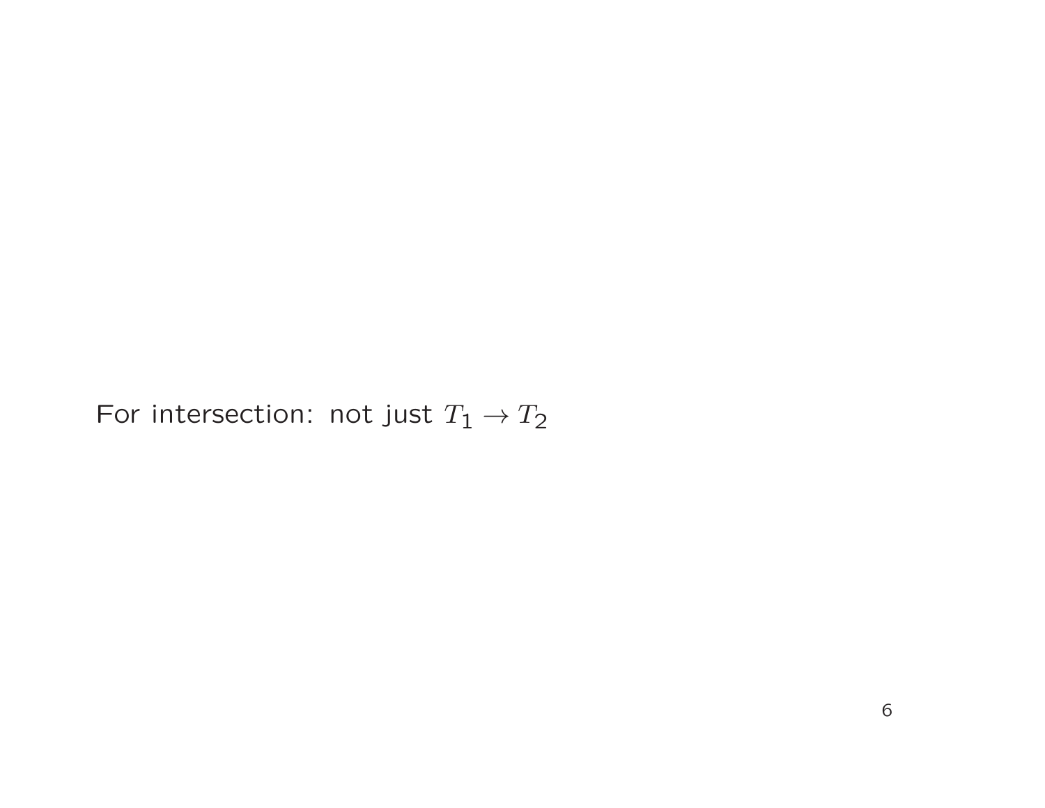For intersection: not just $T_1 \rightarrow T_2$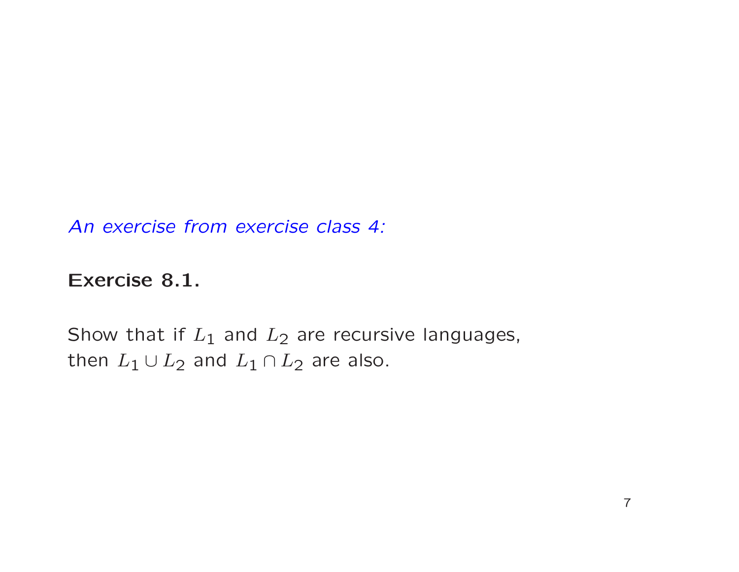*An exercise from exercise class 4:*

**Exercise 8.1.**

Show that if $L_1$ and $L_2$ are recursive languages, then $L_1 \cup L_2$ and $L_1 \cap L_2$ are also.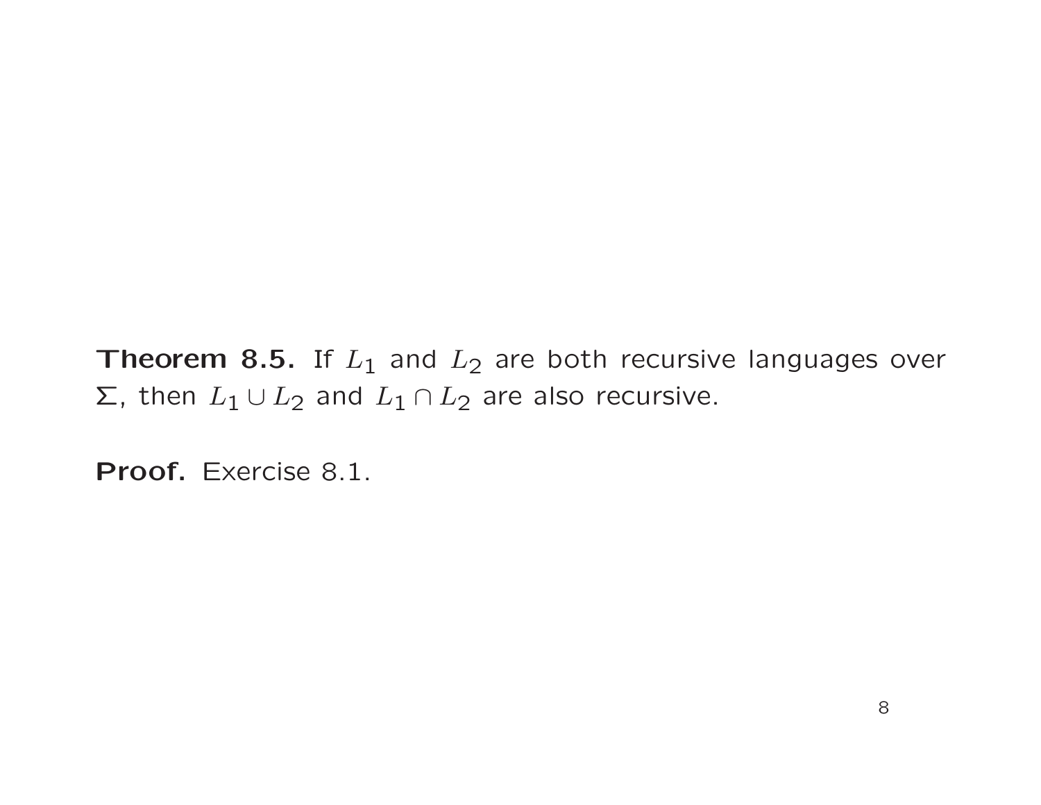**Theorem 8.5.** If $L_1$ and $L_2$ are both recursive languages over $\Sigma$, then $L_1 \cup L_2$ and $L_1 \cap L_2$ are also recursive.

**Proof.** Exercise 8.1.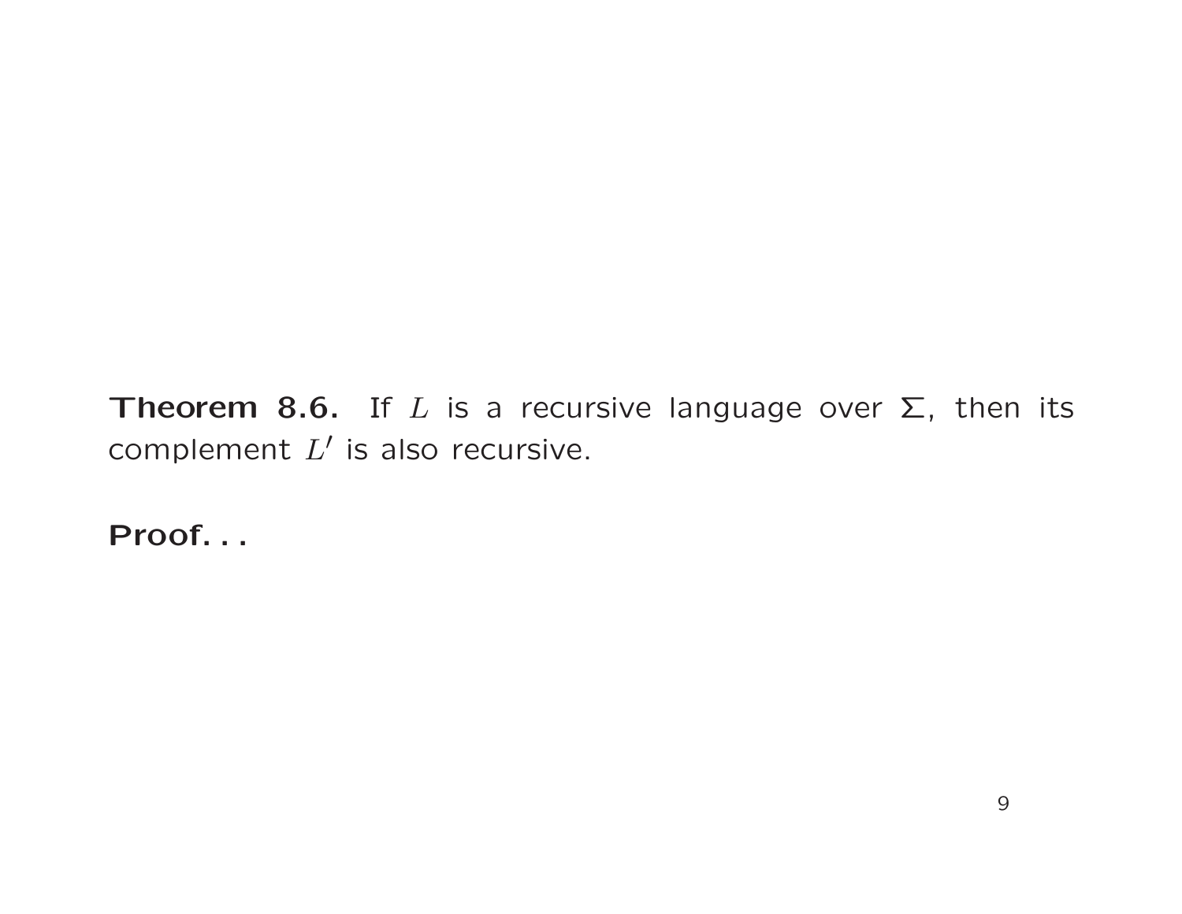**Theorem 8.6.** If $L$ is a recursive language over $\Sigma$, then its complement $L'$ is also recursive.

**Proof. . .**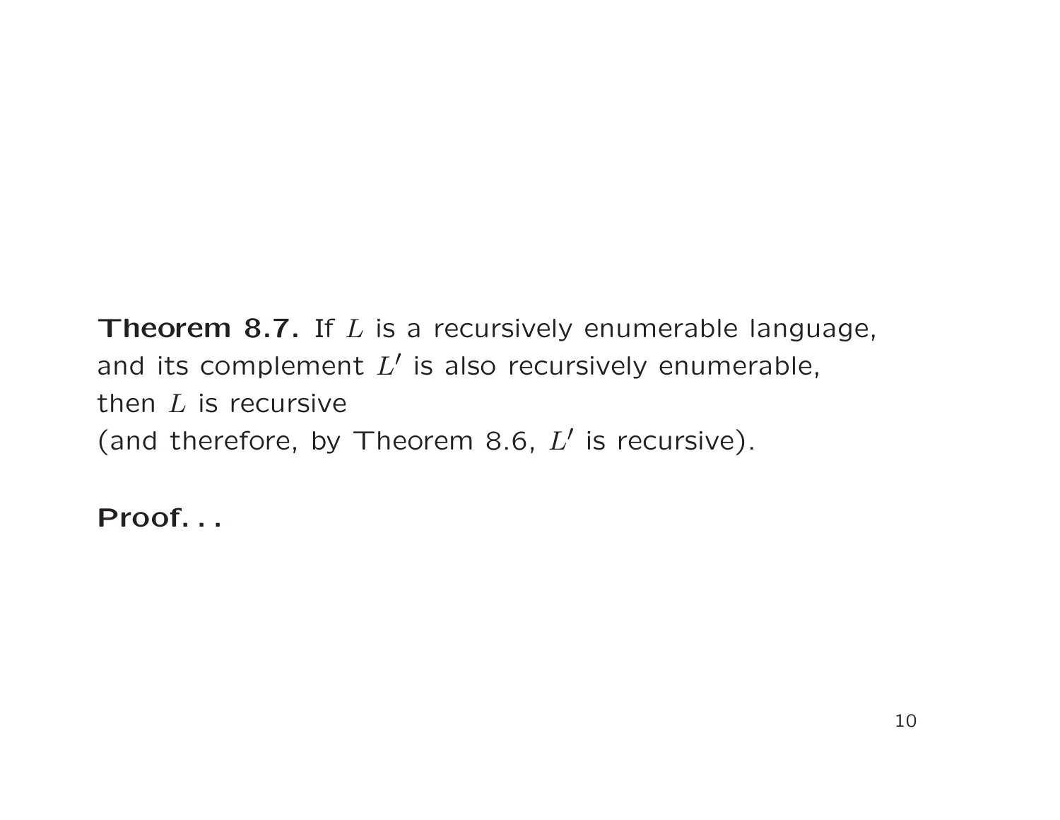**Theorem 8.7.** If $L$ is a recursively enumerable language, and its complement $L'$ is also recursively enumerable, then $L$ is recursive
(and therefore, by Theorem 8.6, $L'$ is recursive).

**Proof. . .**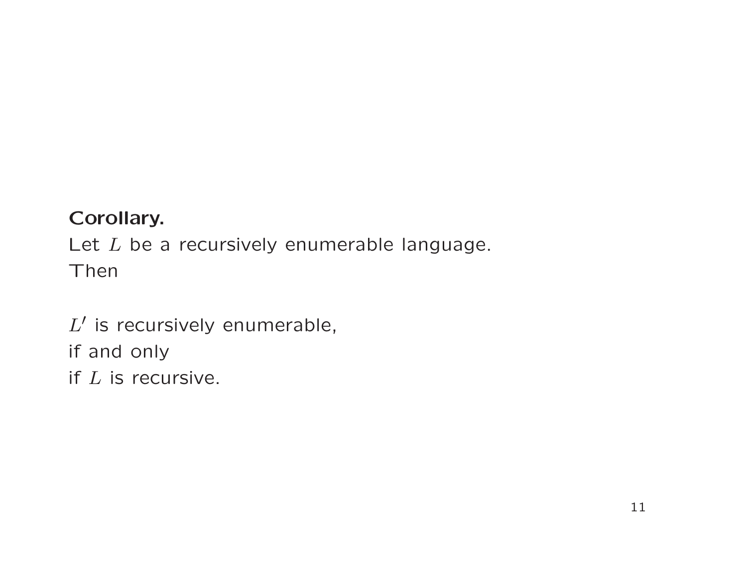**Corollary.**
Let $L$ be a recursively enumerable language.
Then

$L'$ is recursively enumerable,
if and only
if $L$ is recursive.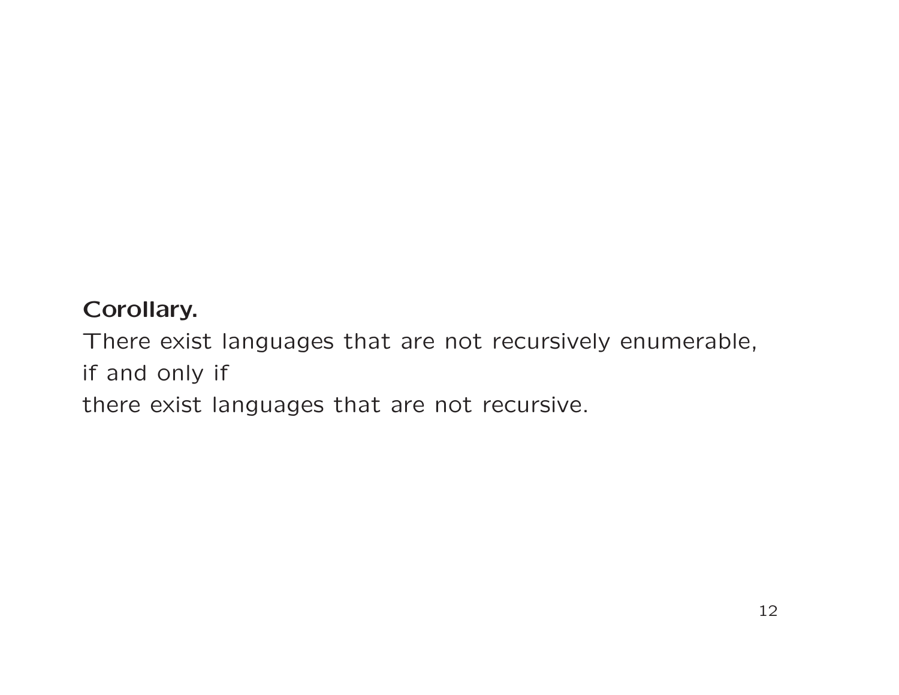**Corollary.**

There exist languages that are not recursively enumerable,
if and only if
there exist languages that are not recursive.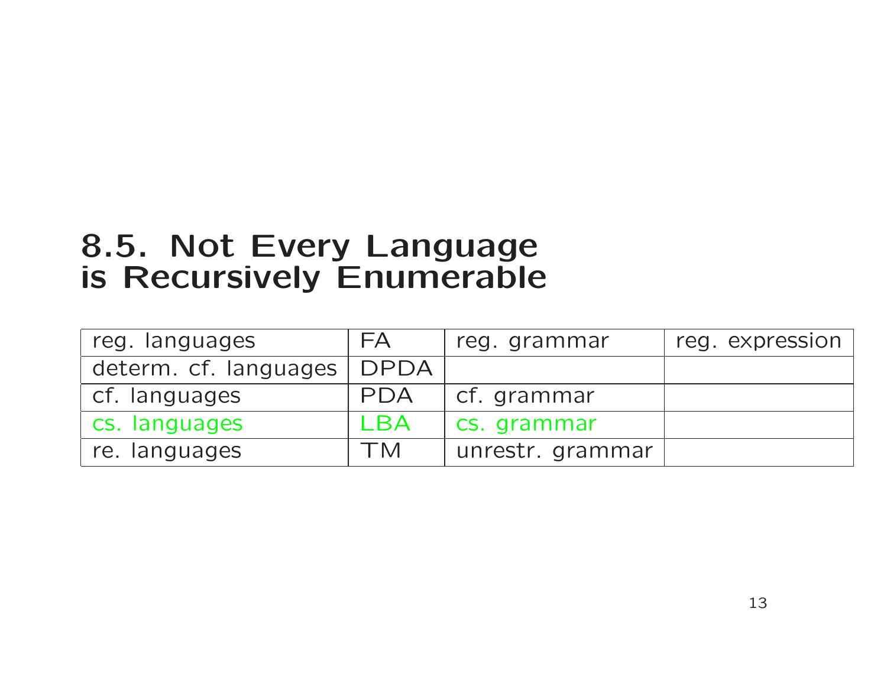## 8.5. Not Every Language is Recursively Enumerable

| reg. languages | FA | reg. grammar | reg. expression |
|---|---|---|---|
| determ. cf. languages | DPDA | | |
| cf. languages | PDA | cf. grammar | |
| cs. languages | LBA | cs. grammar | |
| re. languages | TM | unrestr. grammar | |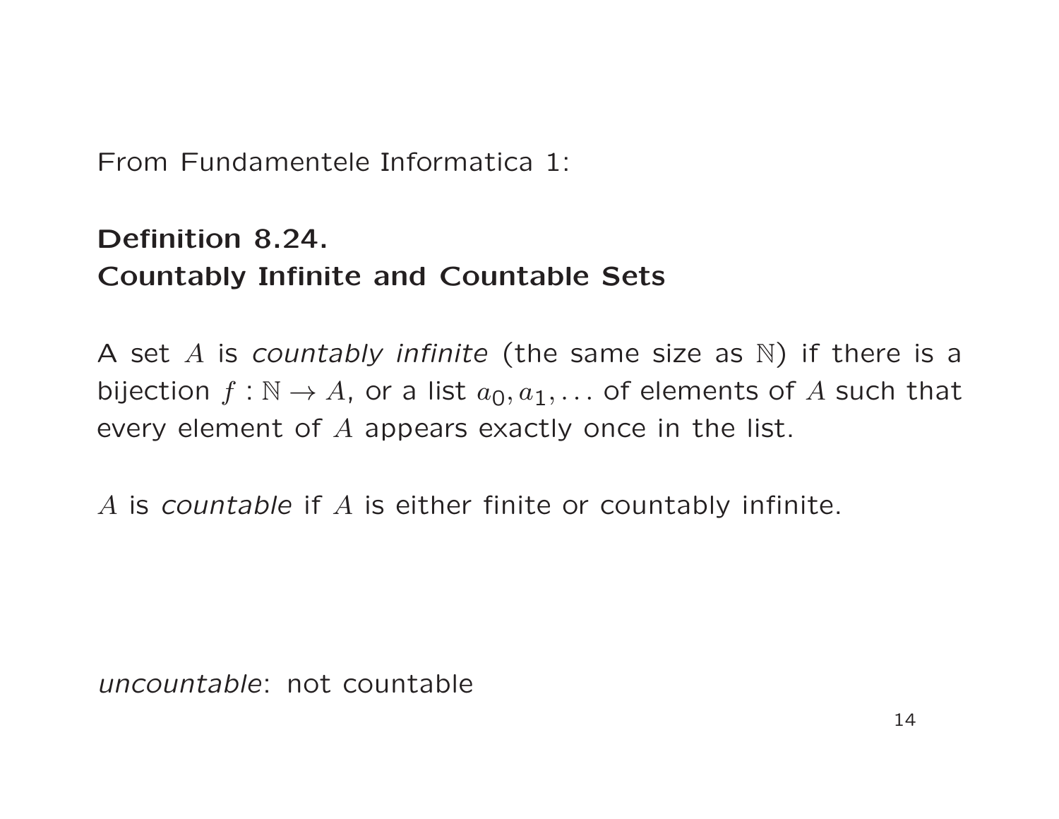From Fundamentele Informatica 1:

**Definition 8.24.**
**Countably Infinite and Countable Sets**

A set $A$ is *countably infinite* (the same size as $\mathbb{N}$) if there is a bijection $f : \mathbb{N} \to A$, or a list $a_0, a_1, \ldots$ of elements of $A$ such that every element of $A$ appears exactly once in the list.

$A$ is *countable* if $A$ is either finite or countably infinite.

*uncountable*: not countable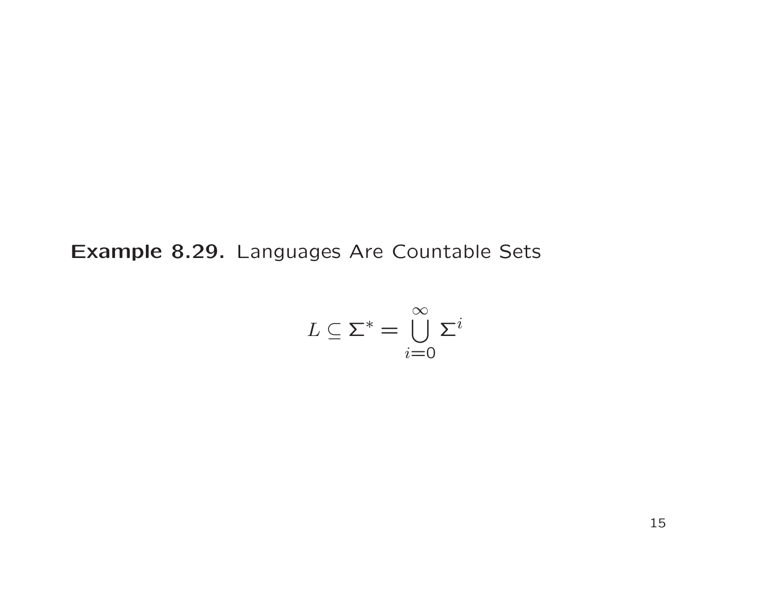**Example 8.29.** Languages Are Countable Sets

$$L \subseteq \Sigma^* = \bigcup_{i=0}^{\infty} \Sigma^i$$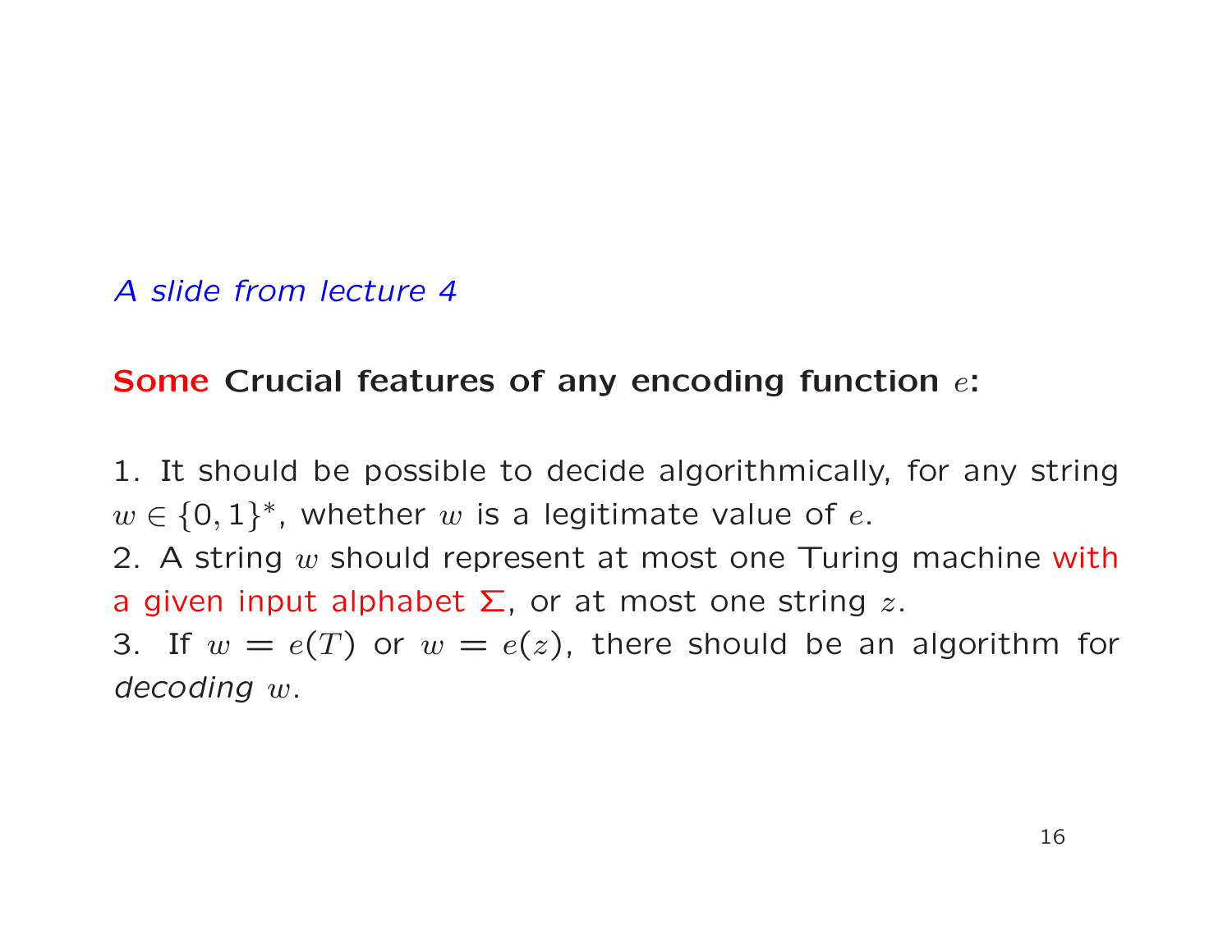*A slide from lecture 4*

**Some Crucial features of any encoding function $e$:**

1. It should be possible to decide algorithmically, for any string $w \in \{0,1\}^*$, whether $w$ is a legitimate value of $e$.
2. A string $w$ should represent at most one Turing machine with a given input alphabet $\Sigma$, or at most one string $z$.
3. If $w = e(T)$ or $w = e(z)$, there should be an algorithm for *decoding* $w$.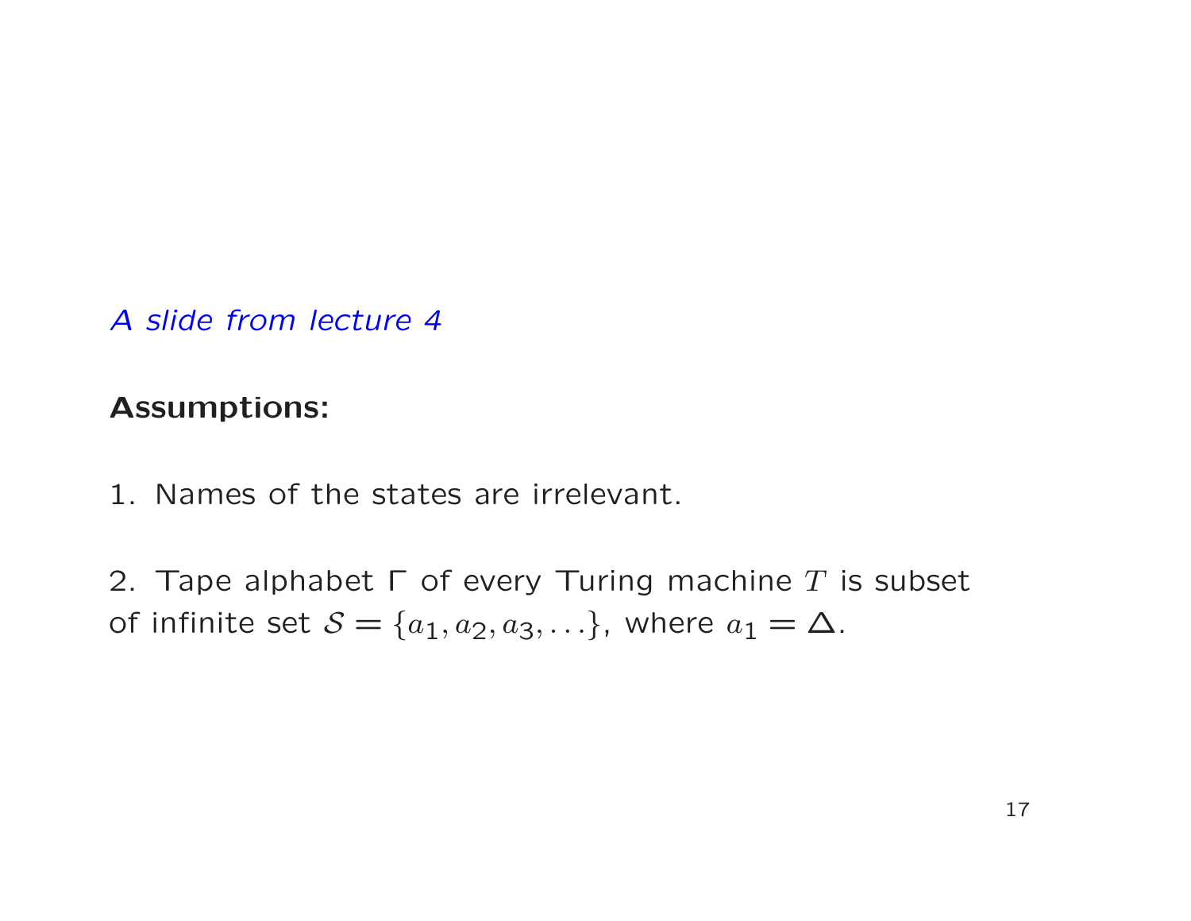*A slide from lecture 4*

**Assumptions:**

1. Names of the states are irrelevant.

2. Tape alphabet $\Gamma$ of every Turing machine $T$ is subset of infinite set $\mathcal{S} = \{a_1, a_2, a_3, \ldots\}$, where $a_1 = \Delta$.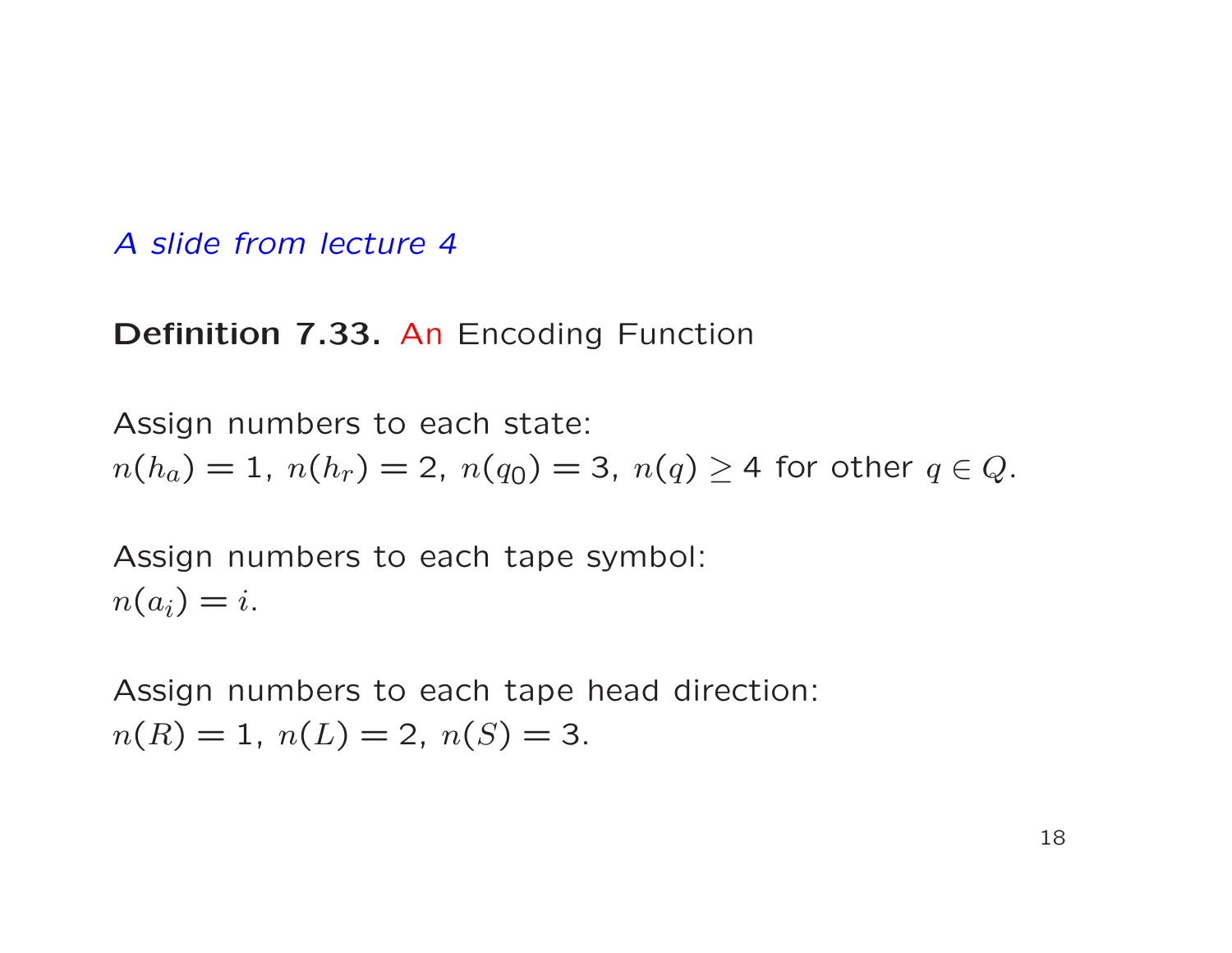*A slide from lecture 4*

**Definition 7.33.** An Encoding Function

Assign numbers to each state:
$n(h_a) = 1$, $n(h_r) = 2$, $n(q_0) = 3$, $n(q) \geq 4$ for other $q \in Q$.

Assign numbers to each tape symbol:
$n(a_i) = i$.

Assign numbers to each tape head direction:
$n(R) = 1$, $n(L) = 2$, $n(S) = 3$.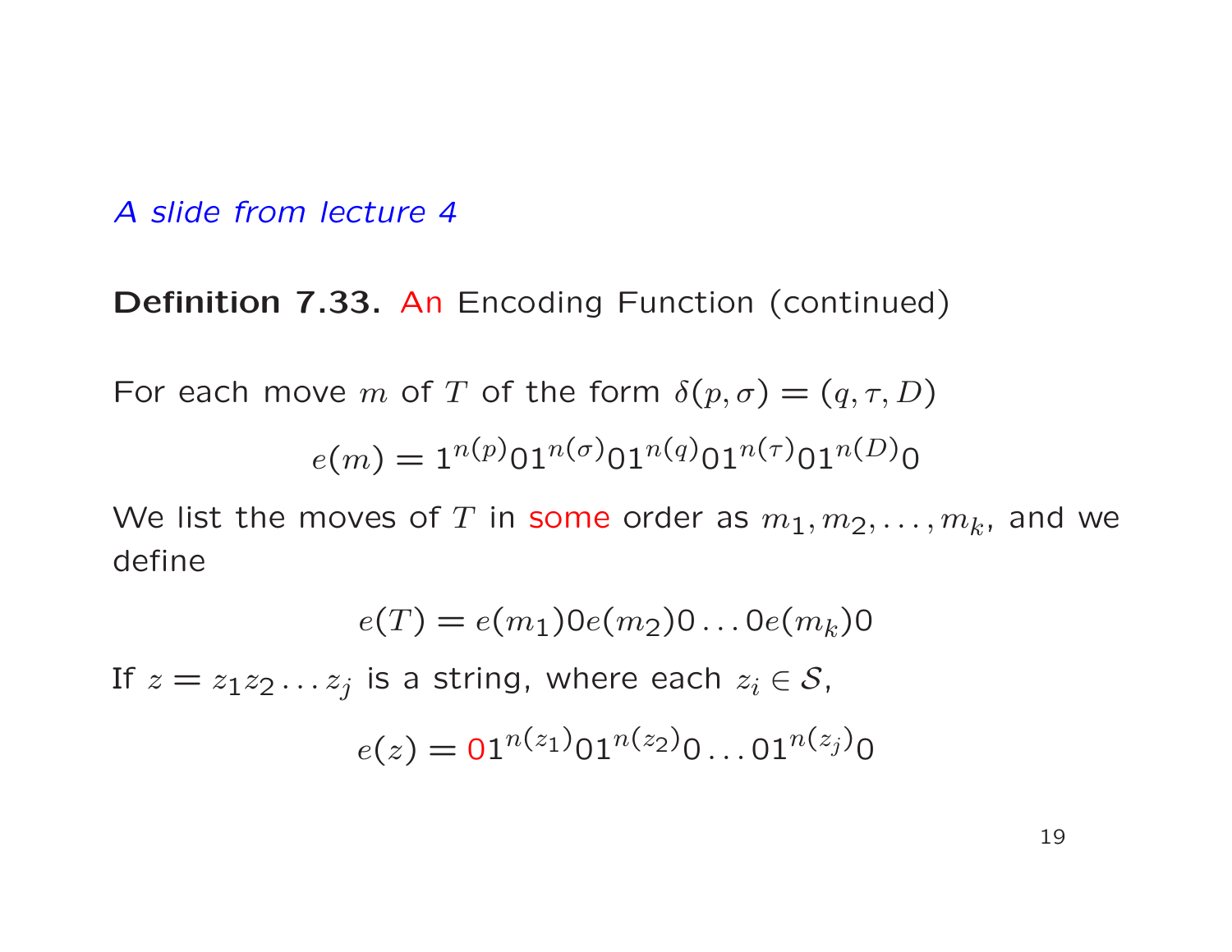*A slide from lecture 4*

**Definition 7.33.** An Encoding Function (continued)

For each move $m$ of $T$ of the form $\delta(p, \sigma) = (q, \tau, D)$

$$e(m) = 1^{n(p)}01^{n(\sigma)}01^{n(q)}01^{n(\tau)}01^{n(D)}0$$

We list the moves of $T$ in some order as $m_1, m_2, \ldots, m_k$, and we define

$$e(T) = e(m_1)0e(m_2)0\ldots0e(m_k)0$$

If $z = z_1 z_2 \ldots z_j$ is a string, where each $z_i \in \mathcal{S}$,

$$e(z) = 01^{n(z_1)}01^{n(z_2)}0\ldots01^{n(z_j)}0$$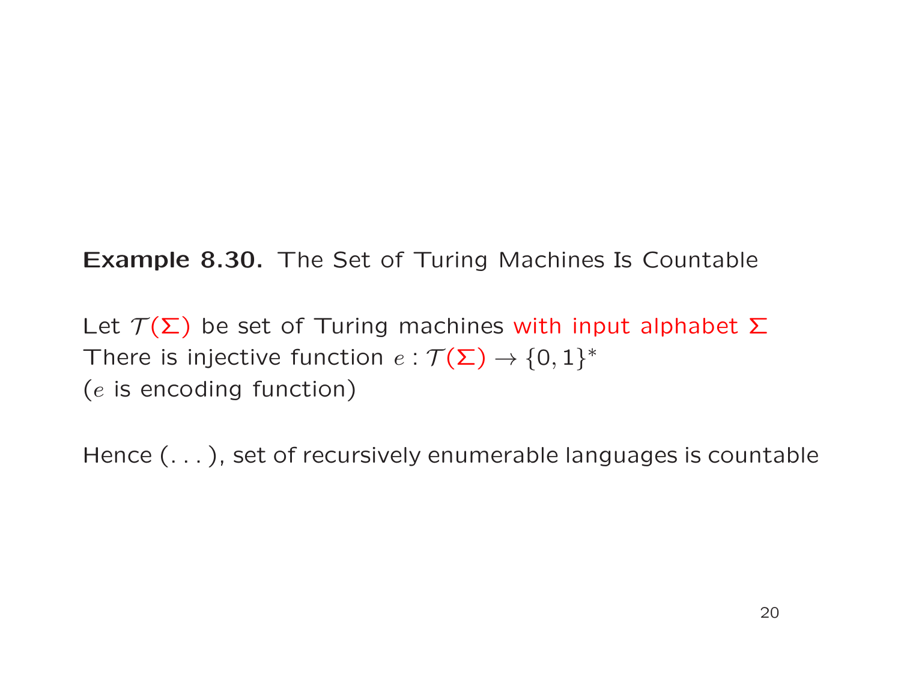**Example 8.30.** The Set of Turing Machines Is Countable

Let $\mathcal{T}(\Sigma)$ be set of Turing machines with input alphabet $\Sigma$
There is injective function $e : \mathcal{T}(\Sigma) \rightarrow \{0, 1\}^*$
($e$ is encoding function)

Hence (. . . ), set of recursively enumerable languages is countable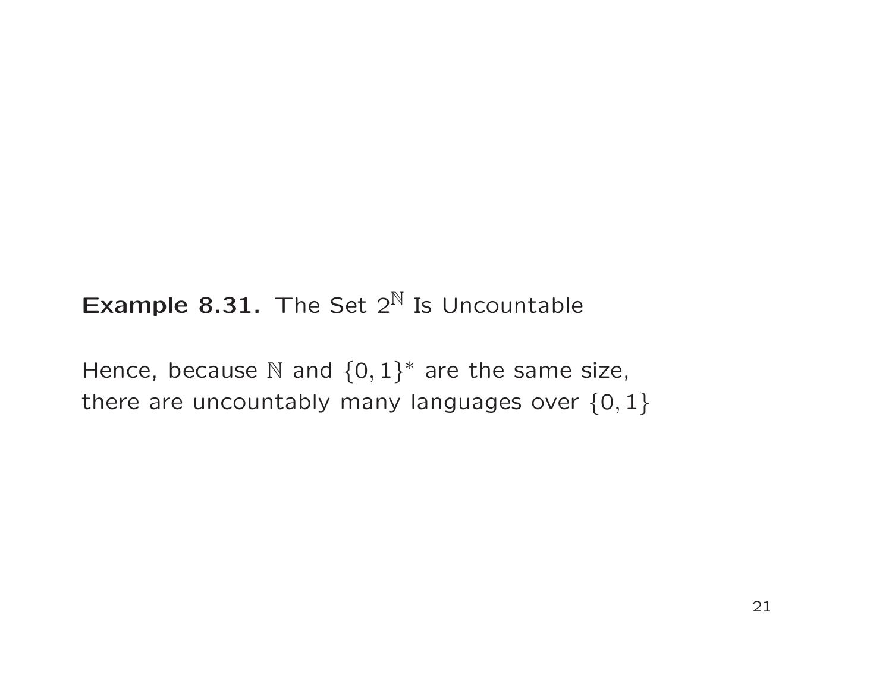**Example 8.31.** The Set $2^{\mathbb{N}}$ Is Uncountable

Hence, because $\mathbb{N}$ and $\{0,1\}^*$ are the same size, there are uncountably many languages over $\{0,1\}$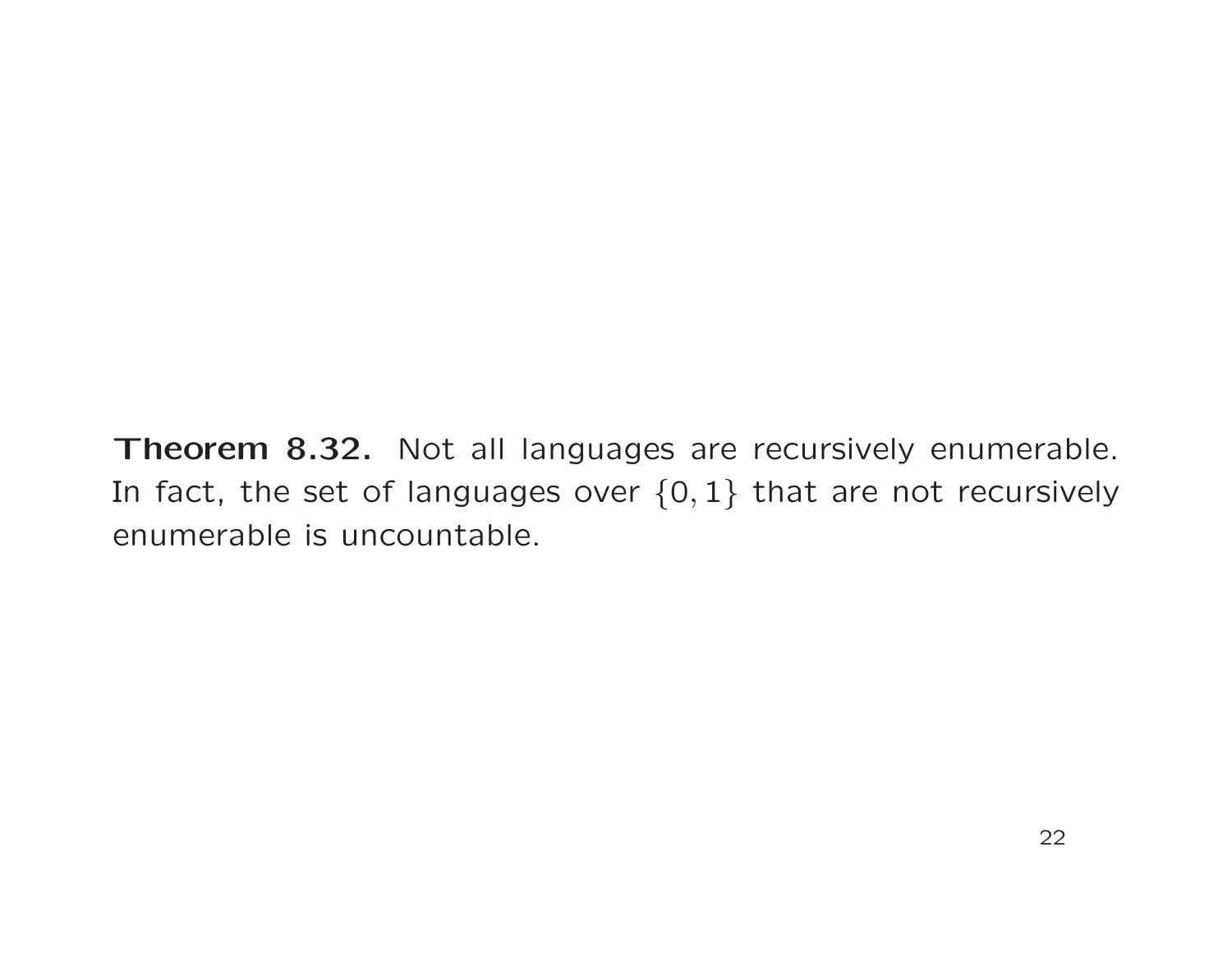**Theorem 8.32.** Not all languages are recursively enumerable. In fact, the set of languages over $\{0, 1\}$ that are not recursively enumerable is uncountable.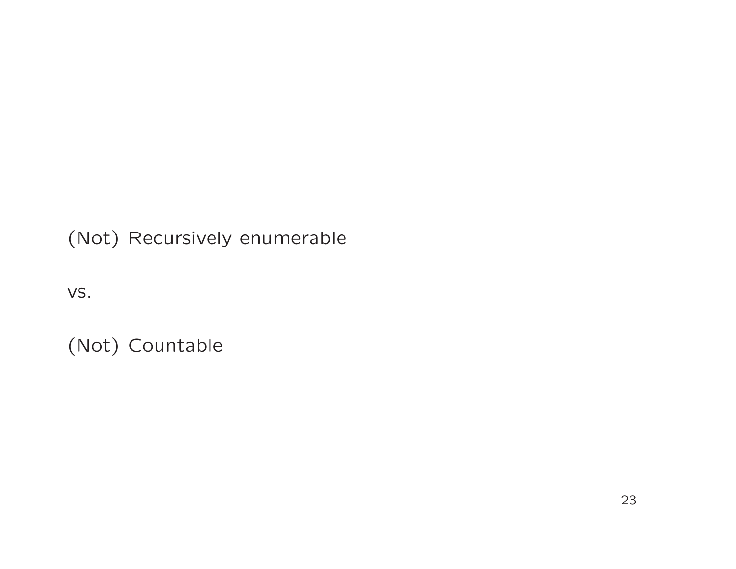(Not) Recursively enumerable

vs.

(Not) Countable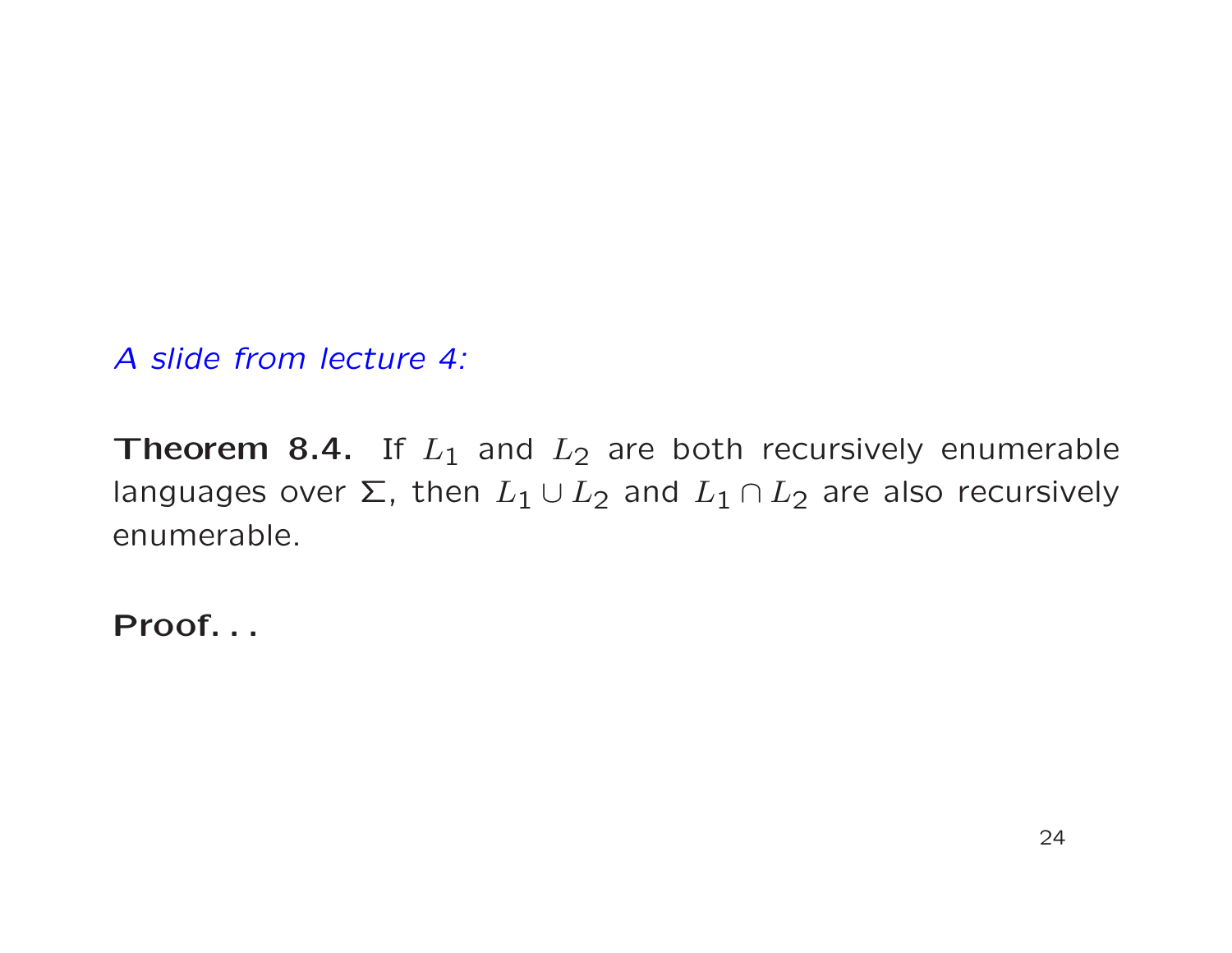*A slide from lecture 4:*

**Theorem 8.4.** If $L_1$ and $L_2$ are both recursively enumerable languages over $\Sigma$, then $L_1 \cup L_2$ and $L_1 \cap L_2$ are also recursively enumerable.

**Proof. . .**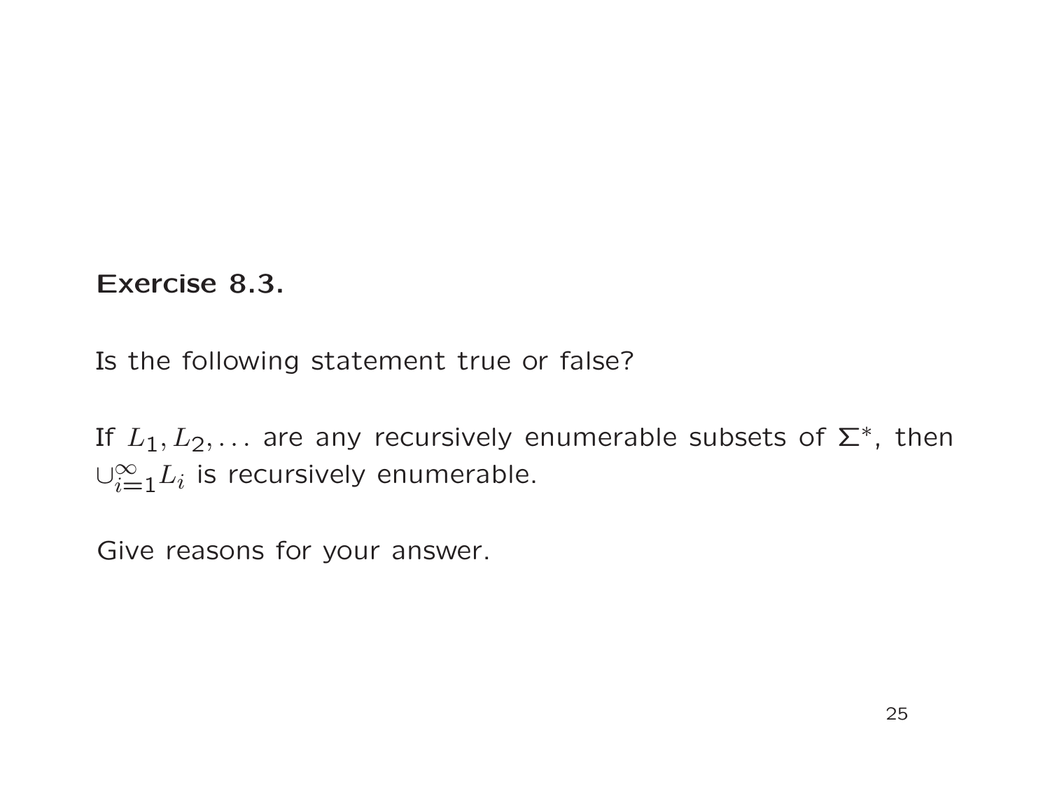**Exercise 8.3.**

Is the following statement true or false?

If $L_1, L_2, \ldots$ are any recursively enumerable subsets of $\Sigma^*$, then $\cup_{i=1}^{\infty} L_i$ is recursively enumerable.

Give reasons for your answer.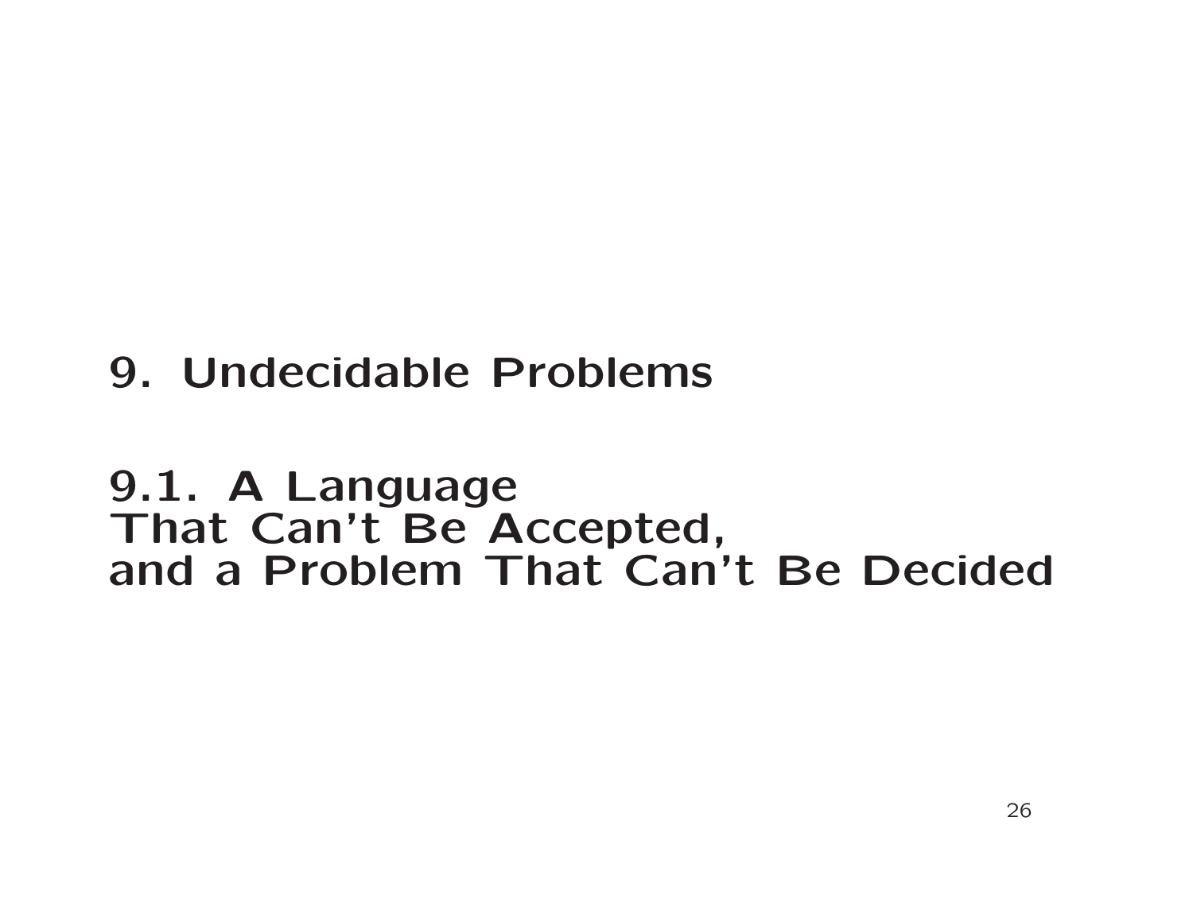# 9. Undecidable Problems

## 9.1. A Language That Can't Be Accepted, and a Problem That Can't Be Decided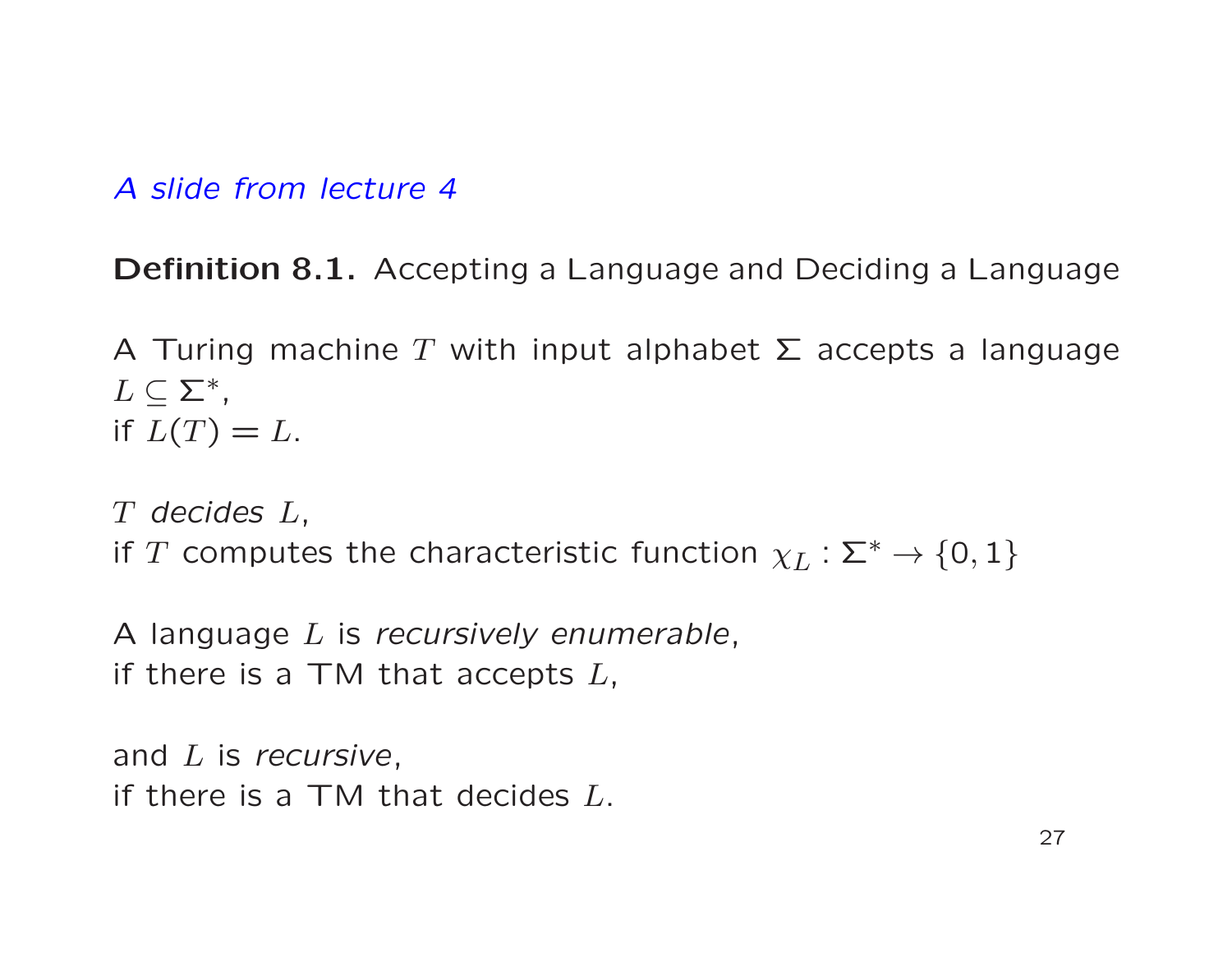*A slide from lecture 4*

**Definition 8.1.** Accepting a Language and Deciding a Language

A Turing machine $T$ with input alphabet $\Sigma$ accepts a language $L \subseteq \Sigma^*$,
if $L(T) = L$.

$T$ *decides* $L$,
if $T$ computes the characteristic function $\chi_L : \Sigma^* \to \{0, 1\}$

A language $L$ is *recursively enumerable*,
if there is a TM that accepts $L$,

and $L$ is *recursive*,
if there is a TM that decides $L$.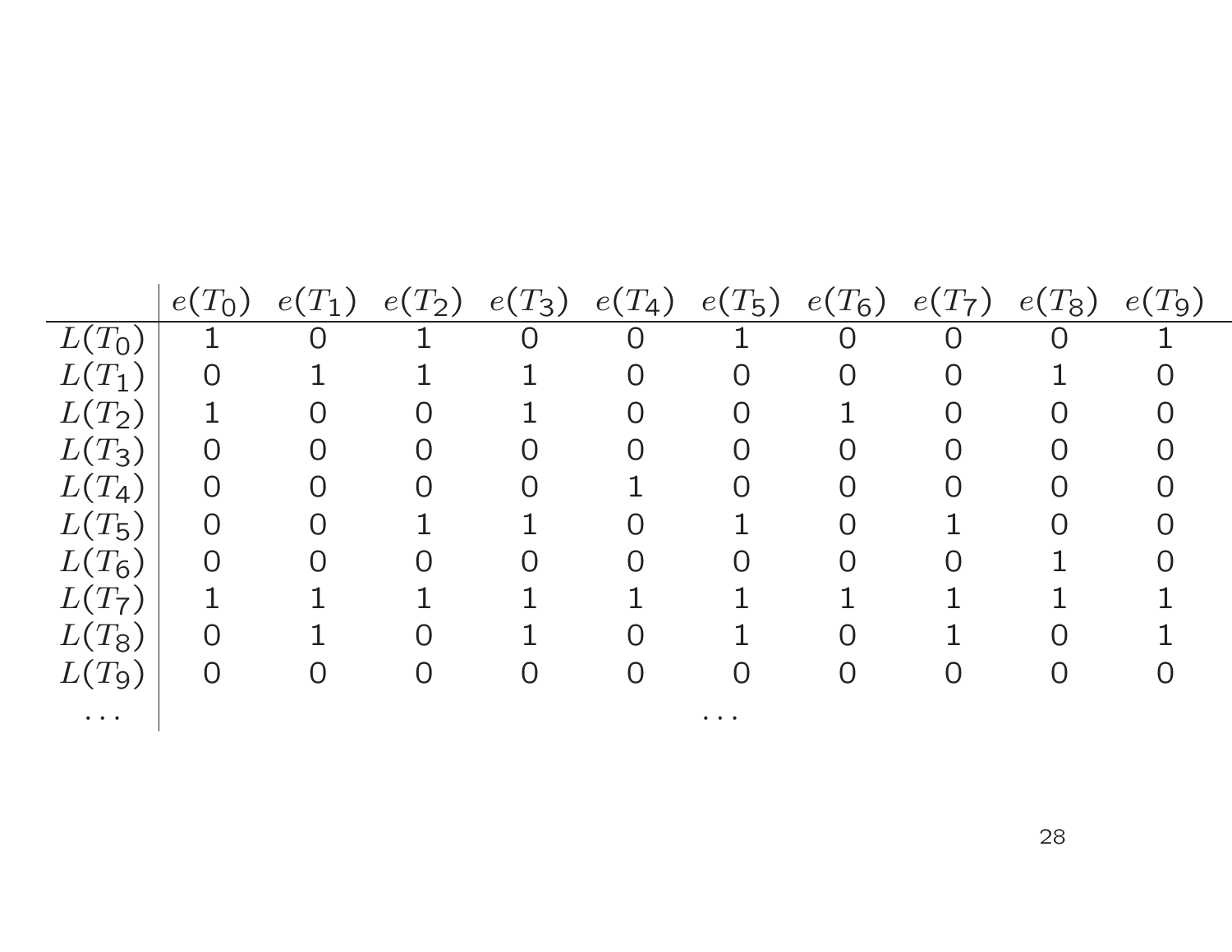| | $e(T_0)$ | $e(T_1)$ | $e(T_2)$ | $e(T_3)$ | $e(T_4)$ | $e(T_5)$ | $e(T_6)$ | $e(T_7)$ | $e(T_8)$ | $e(T_9)$ |
|---|---|---|---|---|---|---|---|---|---|---|
| $L(T_0)$ | 1 | 0 | 1 | 0 | 0 | 1 | 0 | 0 | 0 | 1 |
| $L(T_1)$ | 0 | 1 | 1 | 1 | 0 | 0 | 0 | 0 | 1 | 0 |
| $L(T_2)$ | 1 | 0 | 0 | 1 | 0 | 0 | 1 | 0 | 0 | 0 |
| $L(T_3)$ | 0 | 0 | 0 | 0 | 0 | 0 | 0 | 0 | 0 | 0 |
| $L(T_4)$ | 0 | 0 | 0 | 0 | 1 | 0 | 0 | 0 | 0 | 0 |
| $L(T_5)$ | 0 | 0 | 1 | 1 | 0 | 1 | 0 | 1 | 0 | 0 |
| $L(T_6)$ | 0 | 0 | 0 | 0 | 0 | 0 | 0 | 0 | 1 | 0 |
| $L(T_7)$ | 1 | 1 | 1 | 1 | 1 | 1 | 1 | 1 | 1 | 1 |
| $L(T_8)$ | 0 | 1 | 0 | 1 | 0 | 1 | 0 | 1 | 0 | 1 |
| $L(T_9)$ | 0 | 0 | 0 | 0 | 0 | 0 | 0 | 0 | 0 | 0 |
| ... | | | | | | ... | | | | |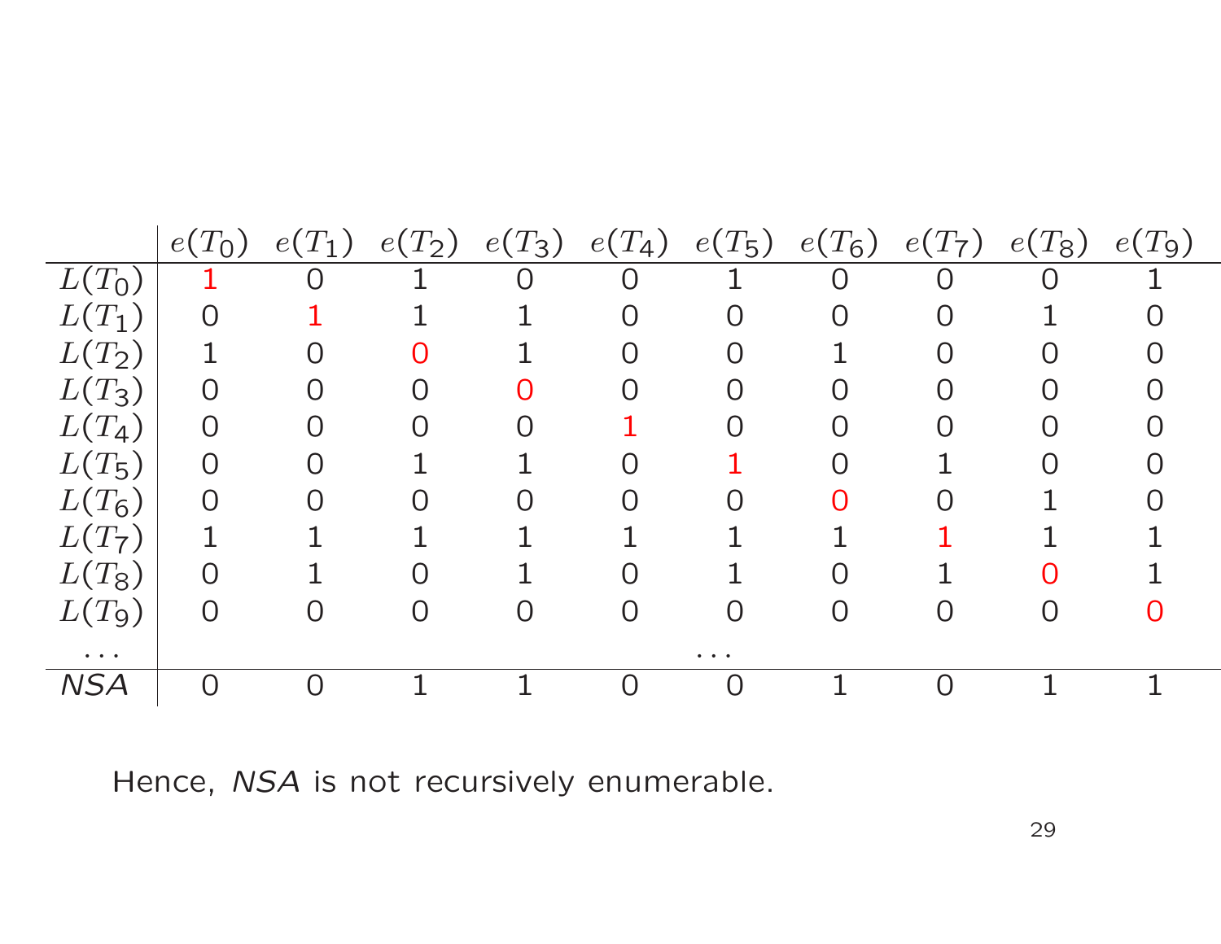| | $e(T_0)$ | $e(T_1)$ | $e(T_2)$ | $e(T_3)$ | $e(T_4)$ | $e(T_5)$ | $e(T_6)$ | $e(T_7)$ | $e(T_8)$ | $e(T_9)$ |
|---|---|---|---|---|---|---|---|---|---|---|
| $L(T_0)$ | 1 | 0 | 1 | 0 | 0 | 1 | 0 | 0 | 0 | 1 |
| $L(T_1)$ | 0 | 1 | 1 | 1 | 0 | 0 | 0 | 0 | 1 | 0 |
| $L(T_2)$ | 1 | 0 | 0 | 1 | 0 | 0 | 1 | 0 | 0 | 0 |
| $L(T_3)$ | 0 | 0 | 0 | 0 | 0 | 0 | 0 | 0 | 0 | 0 |
| $L(T_4)$ | 0 | 0 | 0 | 0 | 1 | 0 | 0 | 0 | 0 | 0 |
| $L(T_5)$ | 0 | 0 | 1 | 1 | 0 | 1 | 0 | 1 | 0 | 0 |
| $L(T_6)$ | 0 | 0 | 0 | 0 | 0 | 0 | 0 | 0 | 1 | 0 |
| $L(T_7)$ | 1 | 1 | 1 | 1 | 1 | 1 | 1 | 1 | 1 | 1 |
| $L(T_8)$ | 0 | 1 | 0 | 1 | 0 | 1 | 0 | 1 | 0 | 1 |
| $L(T_9)$ | 0 | 0 | 0 | 0 | 0 | 0 | 0 | 0 | 0 | 0 |
| ... | | | | | | ... | | | | |
| *NSA* | 0 | 0 | 1 | 1 | 0 | 0 | 1 | 0 | 1 | 1 |

Hence, *NSA* is not recursively enumerable.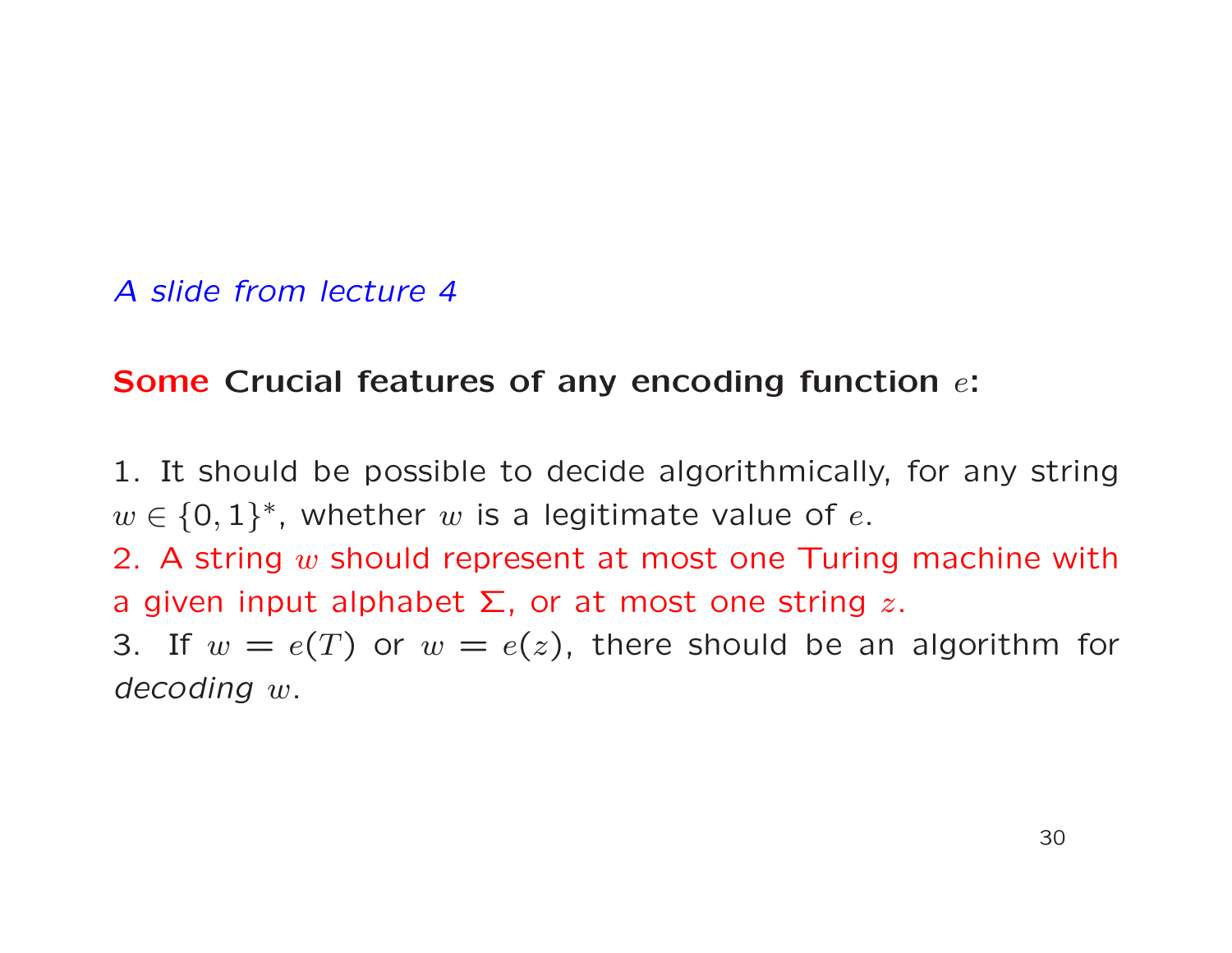*A slide from lecture 4*

**Some Crucial features of any encoding function $e$:**

1. It should be possible to decide algorithmically, for any string $w \in \{0,1\}^*$, whether $w$ is a legitimate value of $e$.
2. A string $w$ should represent at most one Turing machine with a given input alphabet $\Sigma$, or at most one string $z$.
3. If $w = e(T)$ or $w = e(z)$, there should be an algorithm for *decoding* $w$.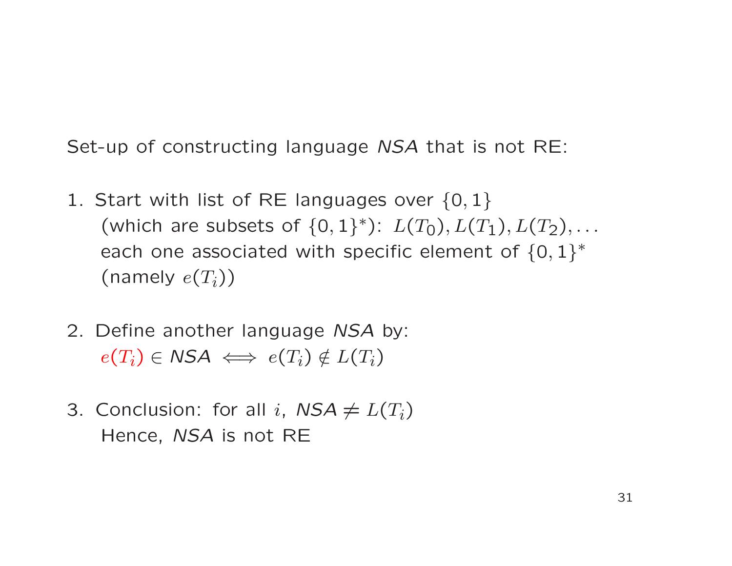Set-up of constructing language *NSA* that is not RE:

1. Start with list of RE languages over $\{0,1\}$ (which are subsets of $\{0,1\}^*$): $L(T_0), L(T_1), L(T_2), \ldots$ each one associated with specific element of $\{0,1\}^*$ (namely $e(T_i)$)

2. Define another language *NSA* by:
   $e(T_i) \in \mathit{NSA} \iff e(T_i) \notin L(T_i)$

3. Conclusion: for all $i$, $\mathit{NSA} \neq L(T_i)$
   Hence, *NSA* is not RE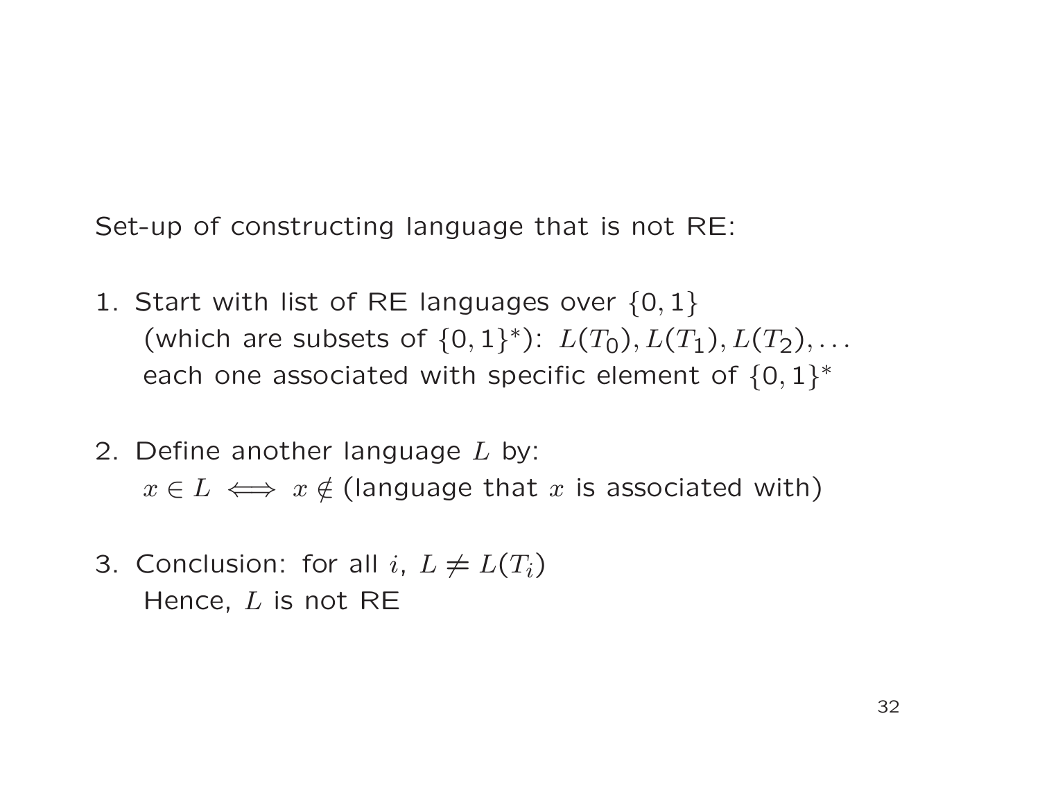Set-up of constructing language that is not RE:

1. Start with list of RE languages over $\{0,1\}$ (which are subsets of $\{0,1\}^*$): $L(T_0), L(T_1), L(T_2), \ldots$ each one associated with specific element of $\{0,1\}^*$

2. Define another language $L$ by: $x \in L \iff x \notin$ (language that $x$ is associated with)

3. Conclusion: for all $i$, $L \neq L(T_i)$
   Hence, $L$ is not RE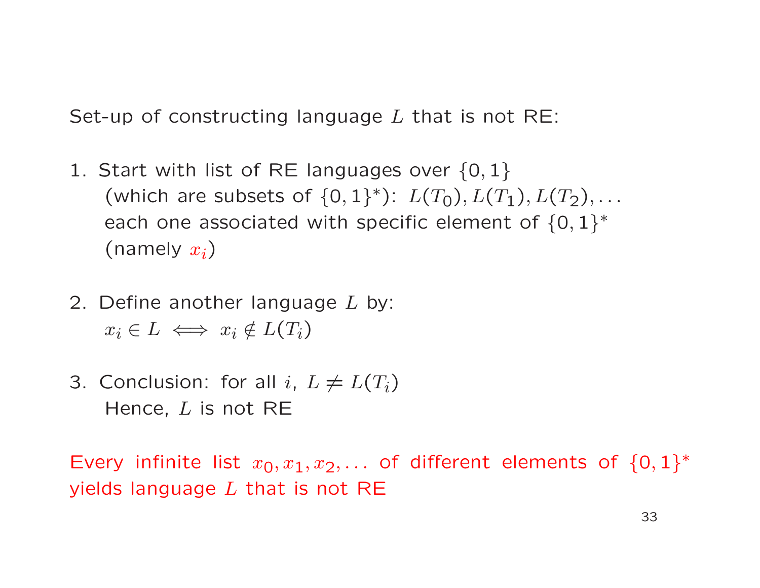Set-up of constructing language $L$ that is not RE:

1. Start with list of RE languages over $\{0, 1\}$ (which are subsets of $\{0, 1\}^*$): $L(T_0), L(T_1), L(T_2), \ldots$ each one associated with specific element of $\{0, 1\}^*$ (namely $x_i$)

2. Define another language $L$ by: $x_i \in L \iff x_i \notin L(T_i)$

3. Conclusion: for all $i$, $L \neq L(T_i)$
   Hence, $L$ is not RE

Every infinite list $x_0, x_1, x_2, \ldots$ of different elements of $\{0, 1\}^*$ yields language $L$ that is not RE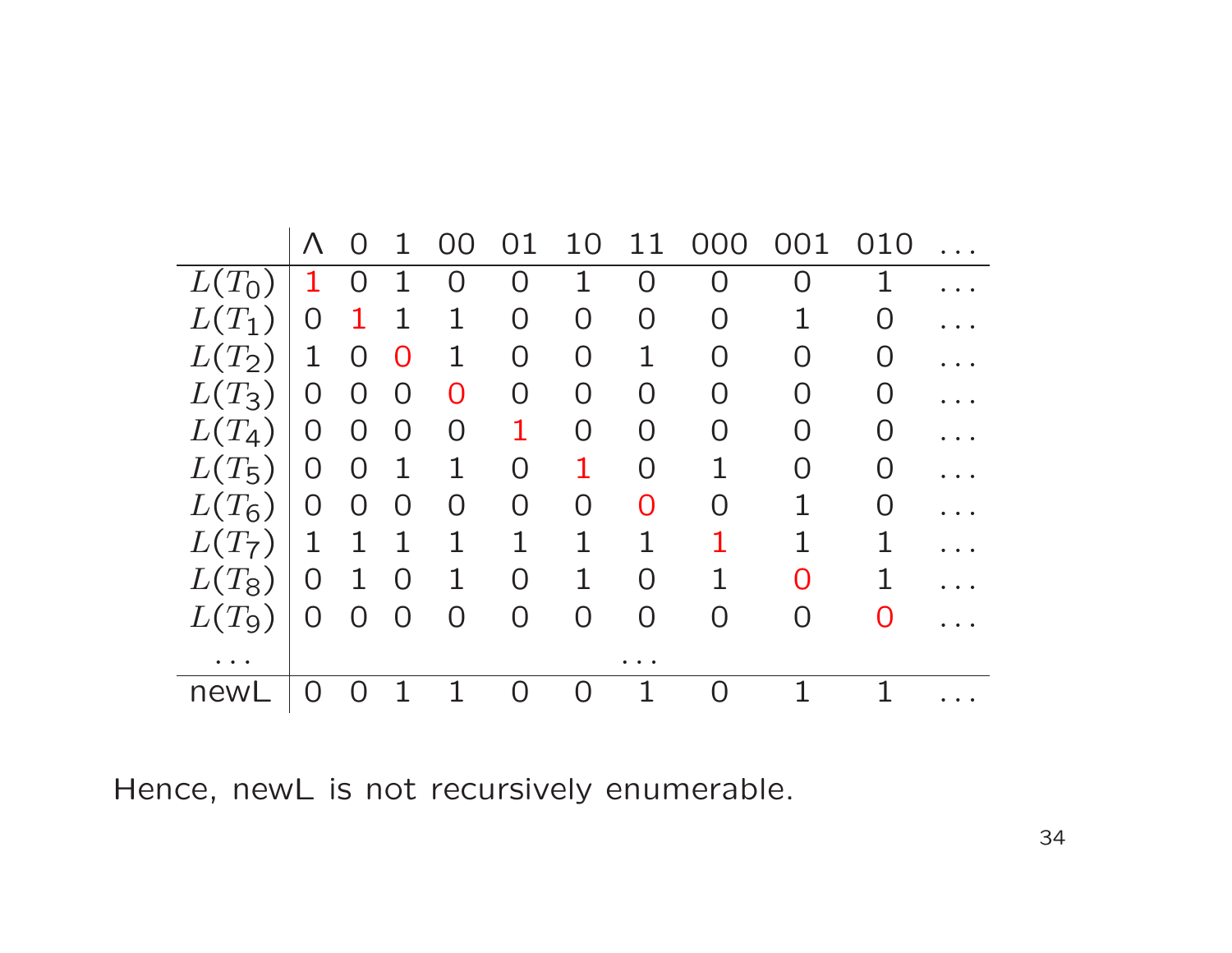| | Λ | 0 | 1 | 00 | 01 | 10 | 11 | 000 | 001 | 010 | ... |
|---|---|---|---|---|---|---|---|---|---|---|---|
| $L(T_0)$ | 1 | 0 | 1 | 0 | 0 | 1 | 0 | 0 | 0 | 1 | ... |
| $L(T_1)$ | 0 | 1 | 1 | 1 | 0 | 0 | 0 | 0 | 1 | 0 | ... |
| $L(T_2)$ | 1 | 0 | 0 | 1 | 0 | 0 | 1 | 0 | 0 | 0 | ... |
| $L(T_3)$ | 0 | 0 | 0 | 0 | 0 | 0 | 0 | 0 | 0 | 0 | ... |
| $L(T_4)$ | 0 | 0 | 0 | 0 | 1 | 0 | 0 | 0 | 0 | 0 | ... |
| $L(T_5)$ | 0 | 0 | 1 | 1 | 0 | 1 | 0 | 1 | 0 | 0 | ... |
| $L(T_6)$ | 0 | 0 | 0 | 0 | 0 | 0 | 0 | 0 | 1 | 0 | ... |
| $L(T_7)$ | 1 | 1 | 1 | 1 | 1 | 1 | 1 | 1 | 1 | 1 | ... |
| $L(T_8)$ | 0 | 1 | 0 | 1 | 0 | 1 | 0 | 1 | 0 | 1 | ... |
| $L(T_9)$ | 0 | 0 | 0 | 0 | 0 | 0 | 0 | 0 | 0 | 0 | ... |
| ... | | | | | | | ... | | | | |
| newL | 0 | 0 | 1 | 1 | 0 | 0 | 1 | 0 | 1 | 1 | ... |

Hence, newL is not recursively enumerable.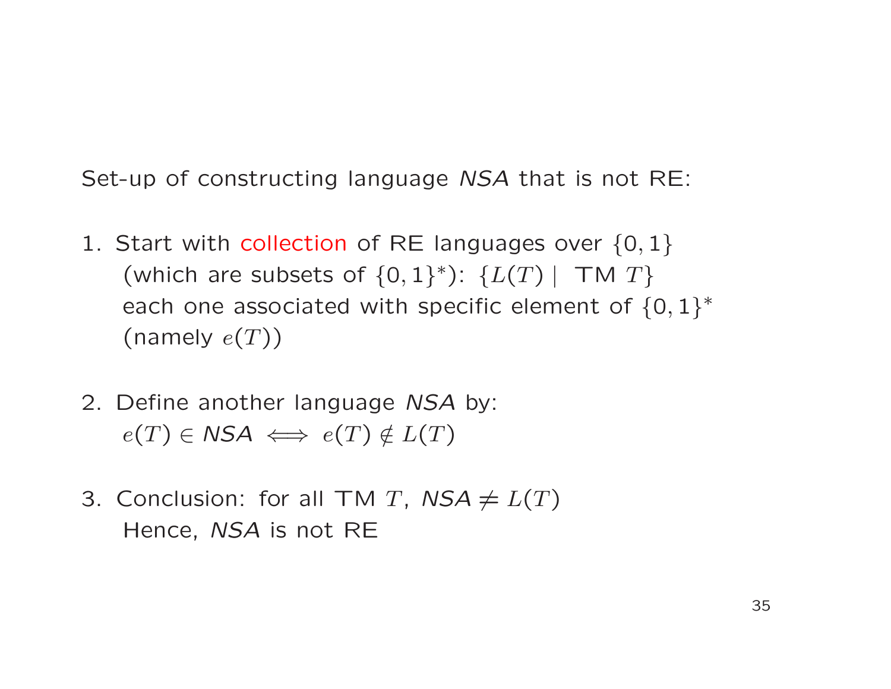Set-up of constructing language *NSA* that is not RE:

1. Start with collection of RE languages over $\{0,1\}$
   (which are subsets of $\{0,1\}^*$): $\{L(T) \mid \text{ TM } T\}$
   each one associated with specific element of $\{0,1\}^*$
   (namely $e(T)$)

2. Define another language *NSA* by:
   $e(T) \in \textit{NSA} \iff e(T) \notin L(T)$

3. Conclusion: for all TM $T$, $\textit{NSA} \neq L(T)$
   Hence, *NSA* is not RE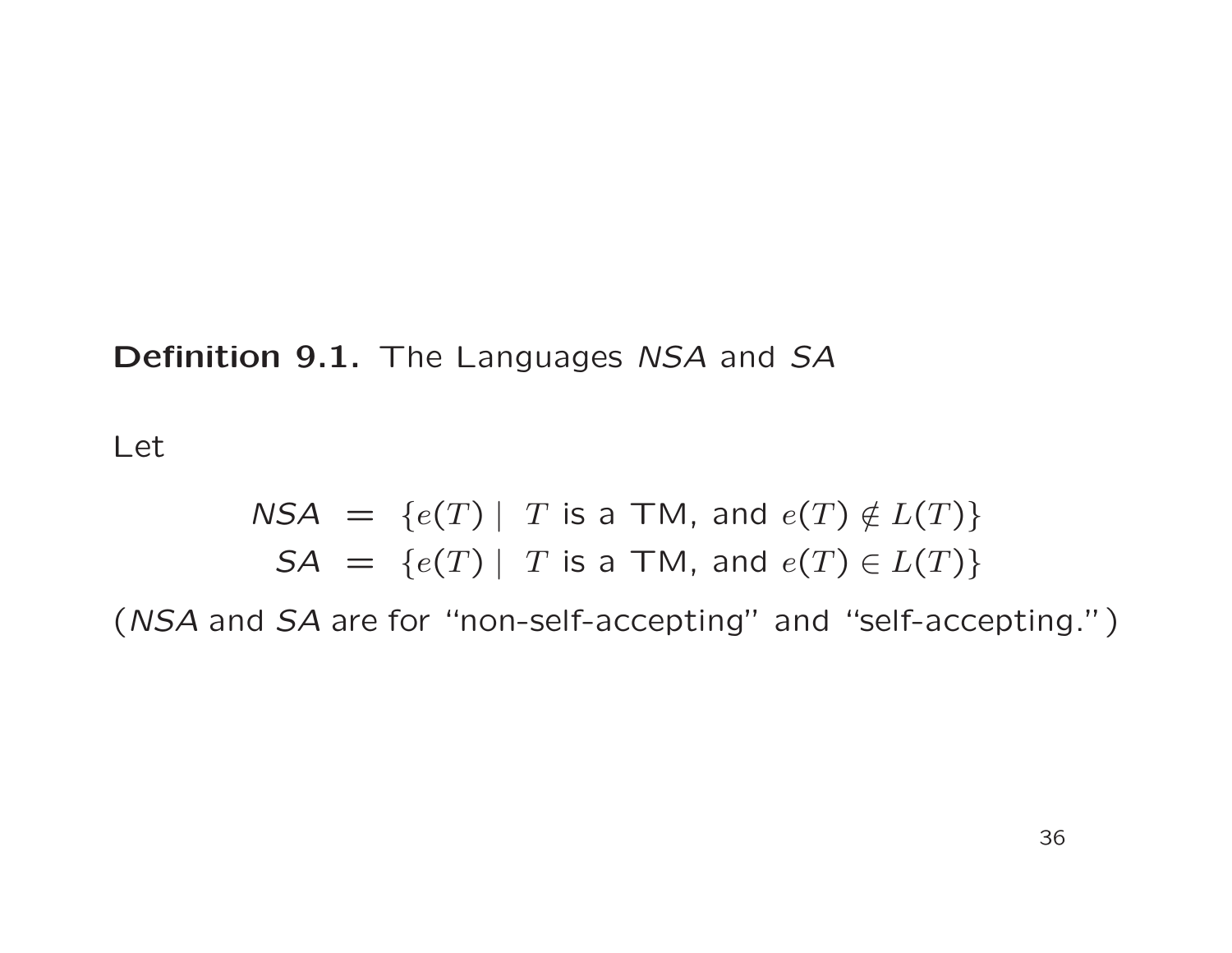**Definition 9.1.** The Languages *NSA* and *SA*

Let

$$
\begin{aligned}
\mathit{NSA} &= \{e(T) \mid \ T \text{ is a TM, and } e(T) \notin L(T)\} \\
\mathit{SA} &= \{e(T) \mid \ T \text{ is a TM, and } e(T) \in L(T)\}
\end{aligned}
$$

(*NSA* and *SA* are for "non-self-accepting" and "self-accepting.")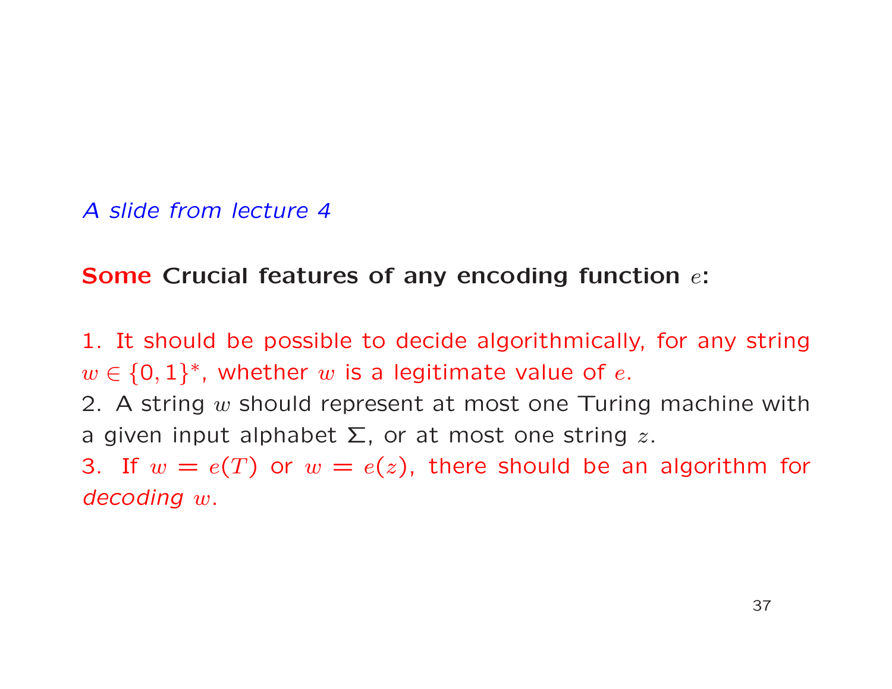*A slide from lecture 4*

**Some Crucial features of any encoding function $e$:**

1. It should be possible to decide algorithmically, for any string $w \in \{0, 1\}^*$, whether $w$ is a legitimate value of $e$.
2. A string $w$ should represent at most one Turing machine with a given input alphabet $\Sigma$, or at most one string $z$.
3. If $w = e(T)$ or $w = e(z)$, there should be an algorithm for *decoding* $w$.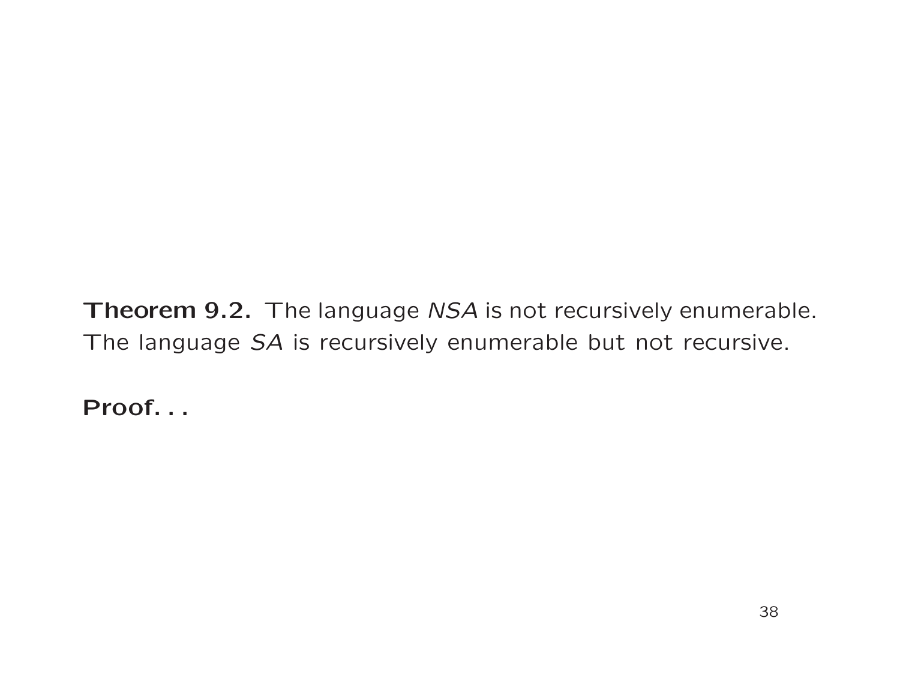**Theorem 9.2.** The language *NSA* is not recursively enumerable. The language *SA* is recursively enumerable but not recursive.

**Proof. . .**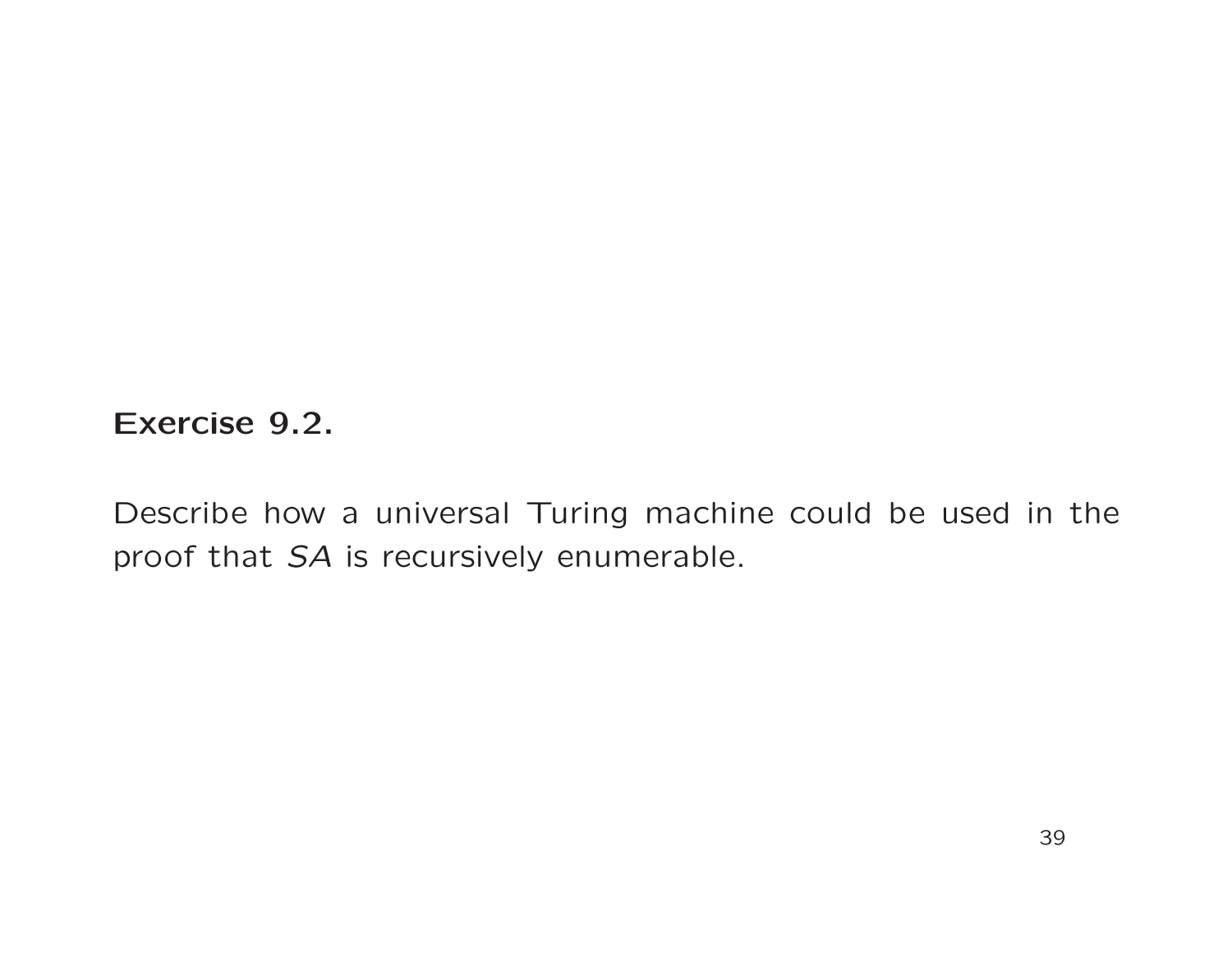**Exercise 9.2.**

Describe how a universal Turing machine could be used in the proof that *SA* is recursively enumerable.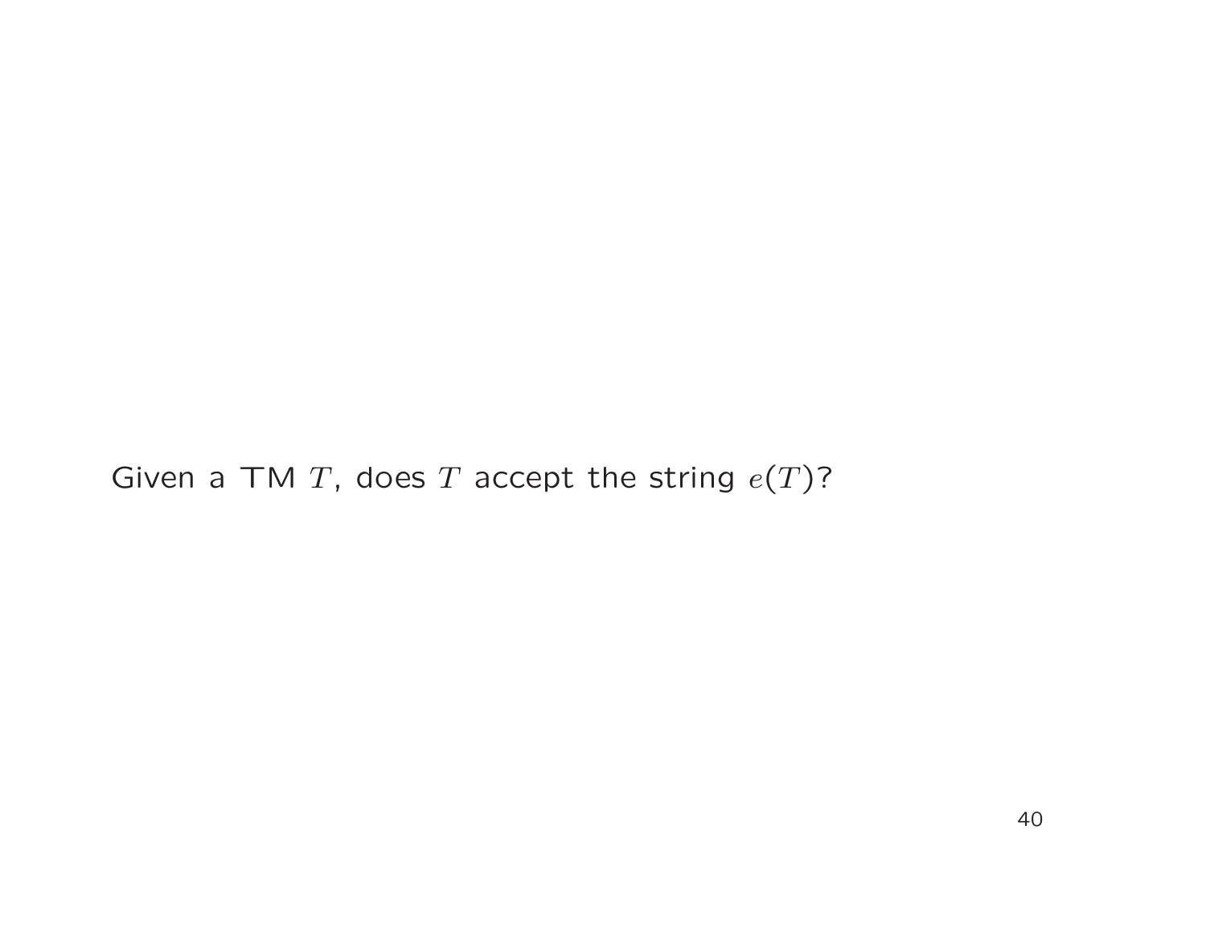Given a TM $T$, does $T$ accept the string $e(T)$?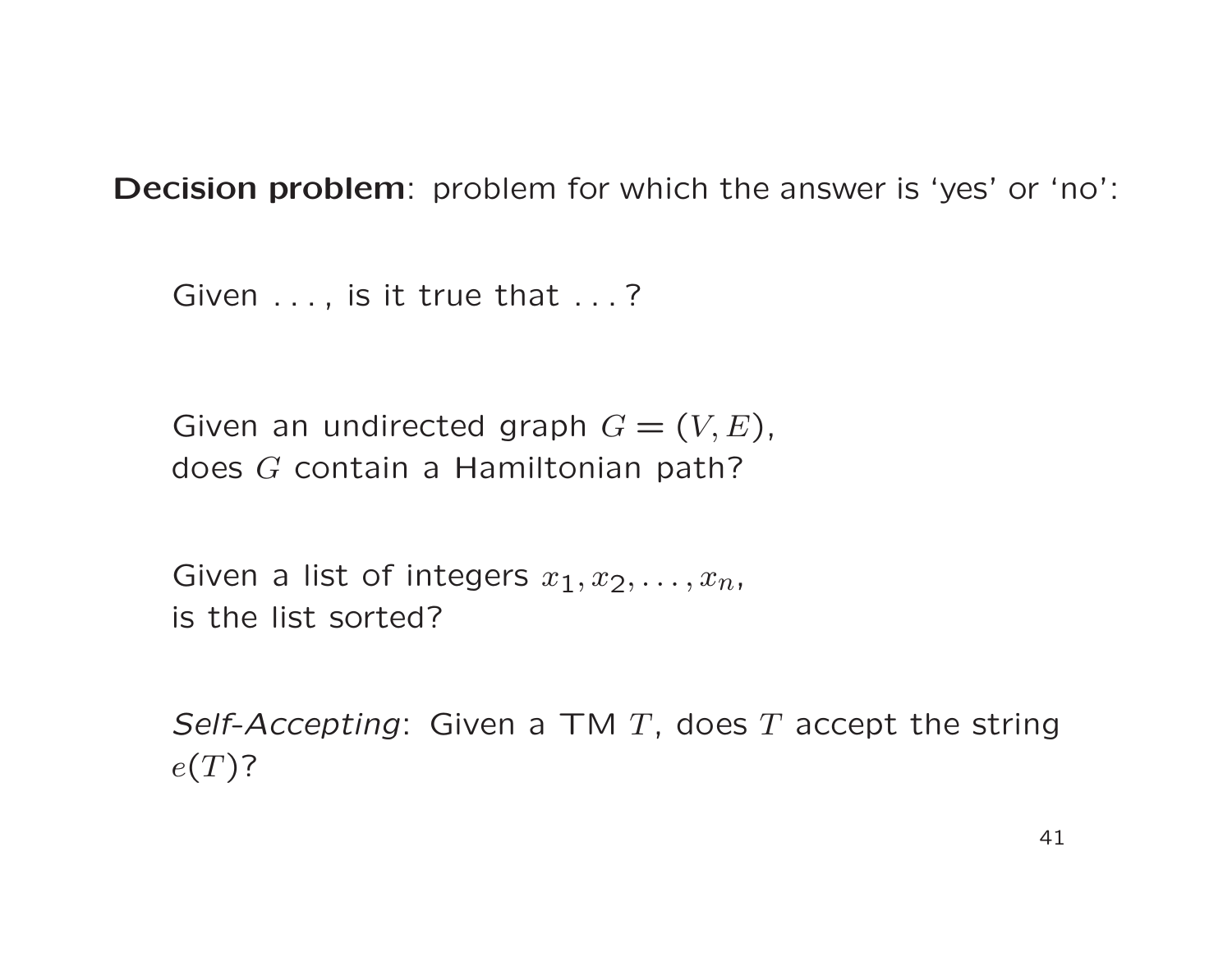**Decision problem**: problem for which the answer is ‘yes’ or ‘no’:

Given . . . , is it true that . . . ?

Given an undirected graph $G = (V, E)$, does $G$ contain a Hamiltonian path?

Given a list of integers $x_1, x_2, \ldots, x_n$, is the list sorted?

*Self-Accepting*: Given a TM $T$, does $T$ accept the string $e(T)$?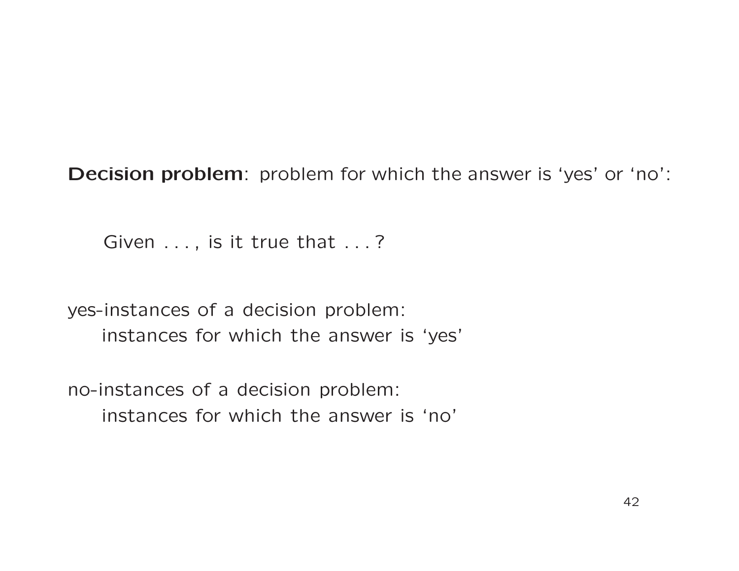**Decision problem**: problem for which the answer is 'yes' or 'no':

Given . . . , is it true that . . . ?

yes-instances of a decision problem:
instances for which the answer is 'yes'

no-instances of a decision problem:
instances for which the answer is 'no'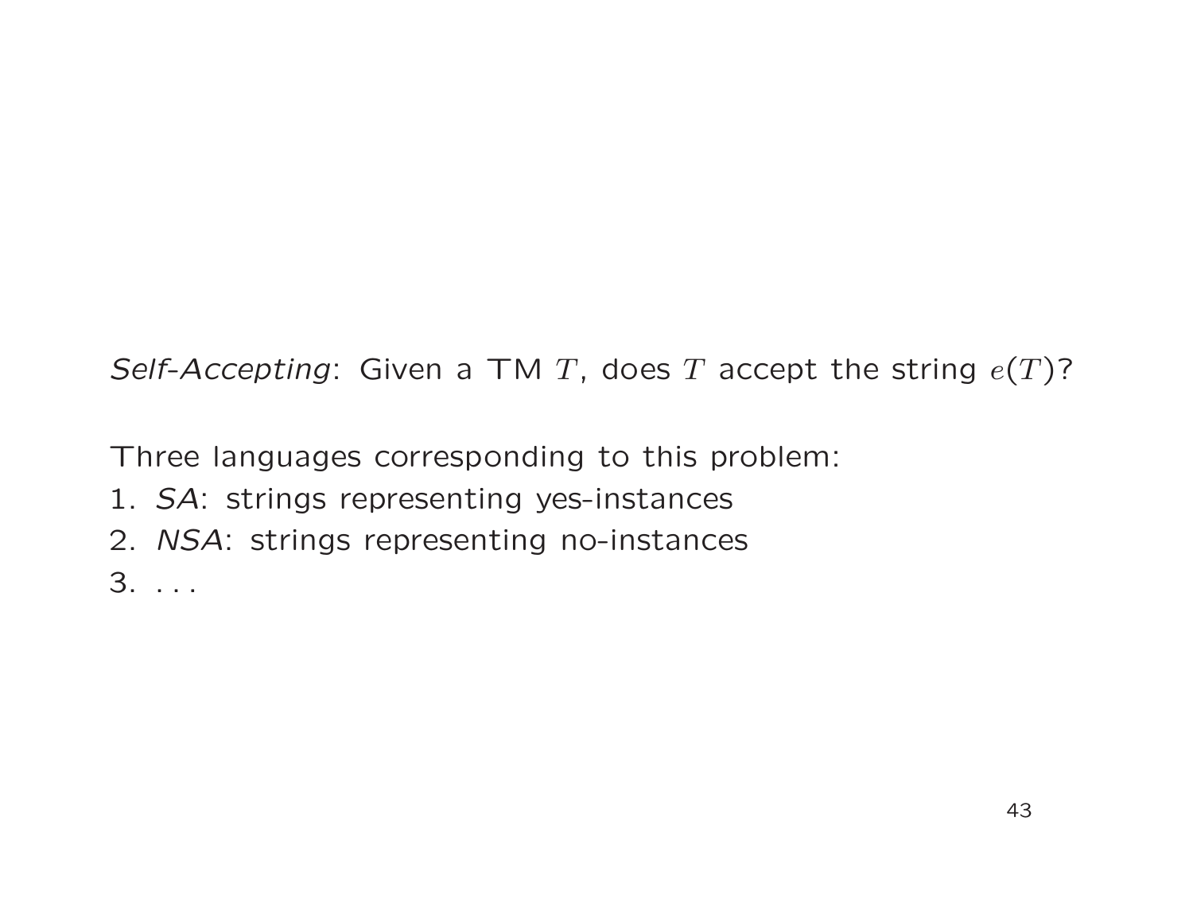*Self-Accepting*: Given a TM $T$, does $T$ accept the string $e(T)$?

Three languages corresponding to this problem:

1. *SA*: strings representing yes-instances
2. *NSA*: strings representing no-instances
3. . . .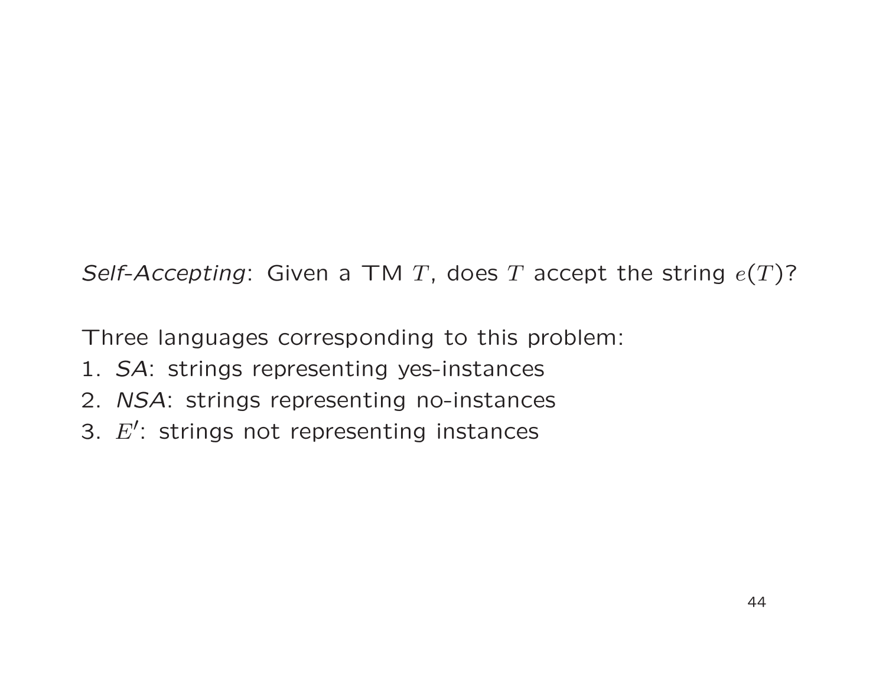*Self-Accepting*: Given a TM $T$, does $T$ accept the string $e(T)$?

Three languages corresponding to this problem:

1. *SA*: strings representing yes-instances
2. *NSA*: strings representing no-instances
3. $E'$: strings not representing instances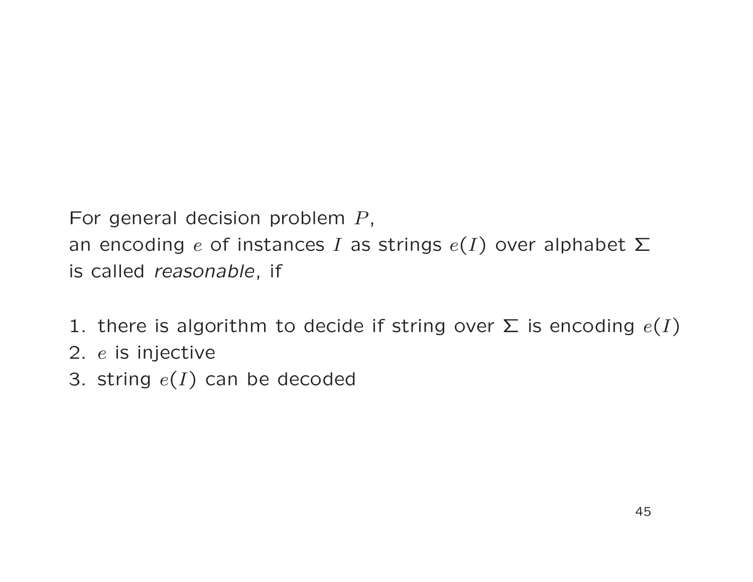For general decision problem $P$,
an encoding $e$ of instances $I$ as strings $e(I)$ over alphabet $\Sigma$
is called *reasonable*, if

1. there is algorithm to decide if string over $\Sigma$ is encoding $e(I)$
2. $e$ is injective
3. string $e(I)$ can be decoded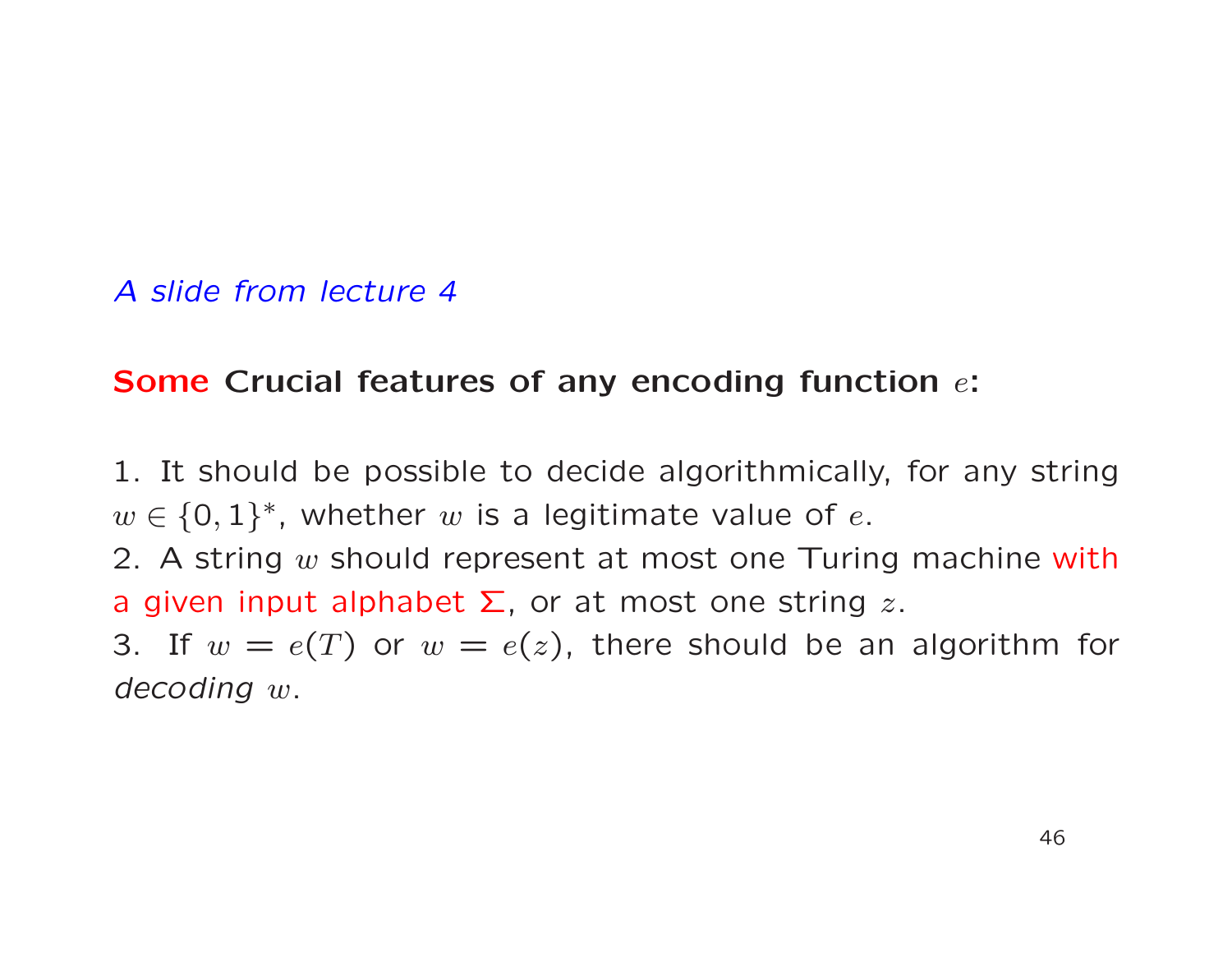*A slide from lecture 4*

**Some Crucial features of any encoding function $e$:**

1. It should be possible to decide algorithmically, for any string $w \in \{0,1\}^*$, whether $w$ is a legitimate value of $e$.
2. A string $w$ should represent at most one Turing machine with a given input alphabet $\Sigma$, or at most one string $z$.
3. If $w = e(T)$ or $w = e(z)$, there should be an algorithm for *decoding* $w$.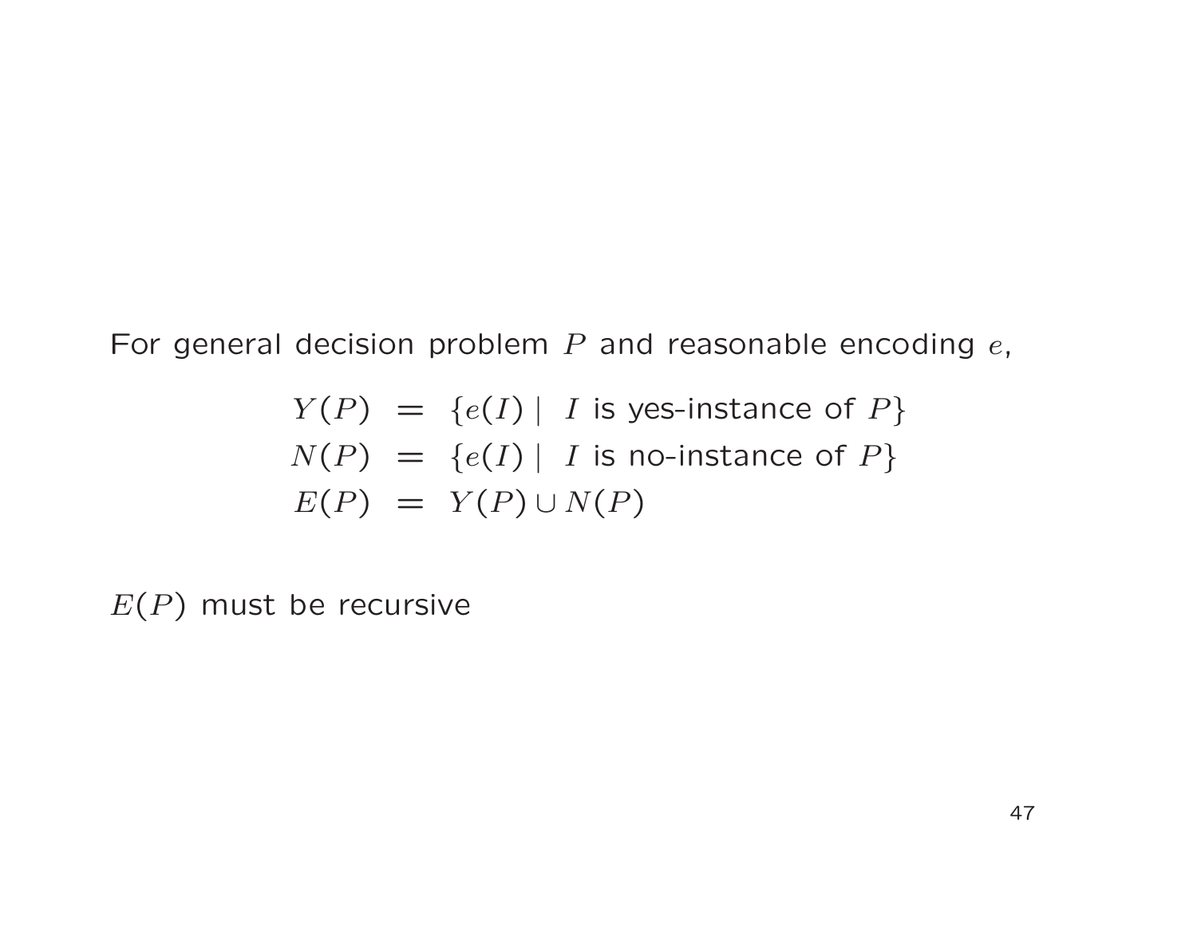For general decision problem $P$ and reasonable encoding $e$,

$$
\begin{aligned}
Y(P) &= \{e(I) \mid \ I \text{ is yes-instance of } P\} \\
N(P) &= \{e(I) \mid \ I \text{ is no-instance of } P\} \\
E(P) &= Y(P) \cup N(P)
\end{aligned}
$$

$E(P)$ must be recursive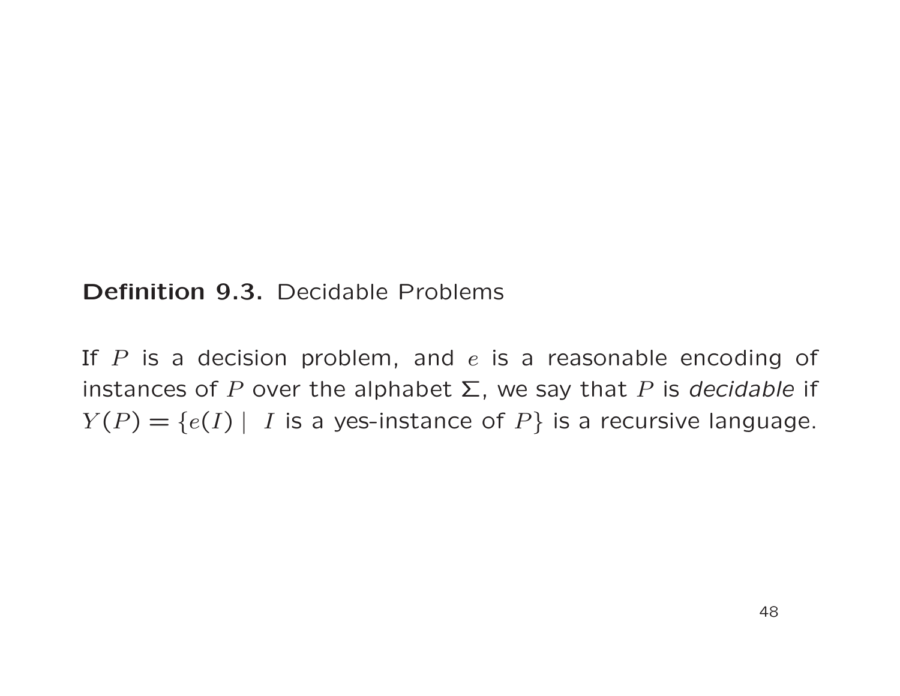**Definition 9.3.** Decidable Problems

If $P$ is a decision problem, and $e$ is a reasonable encoding of instances of $P$ over the alphabet $\Sigma$, we say that $P$ is *decidable* if $Y(P) = \{e(I) \mid I \text{ is a yes-instance of } P\}$ is a recursive language.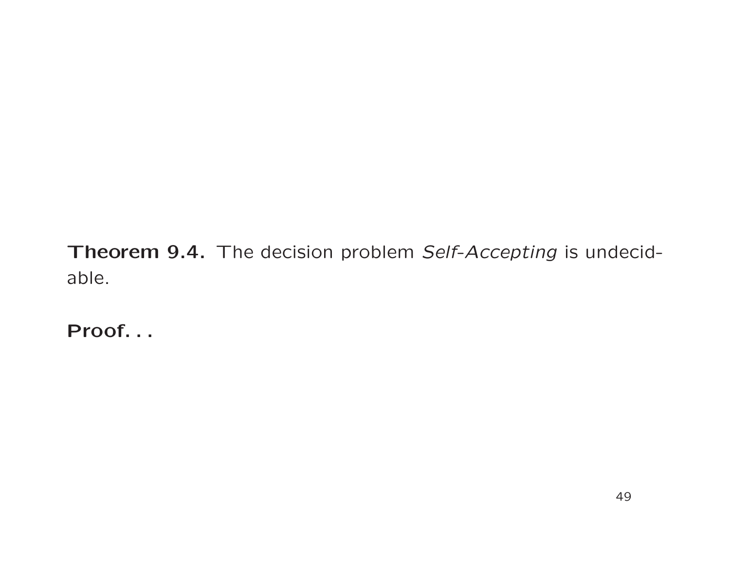**Theorem 9.4.** The decision problem *Self-Accepting* is undecidable.

**Proof. . .**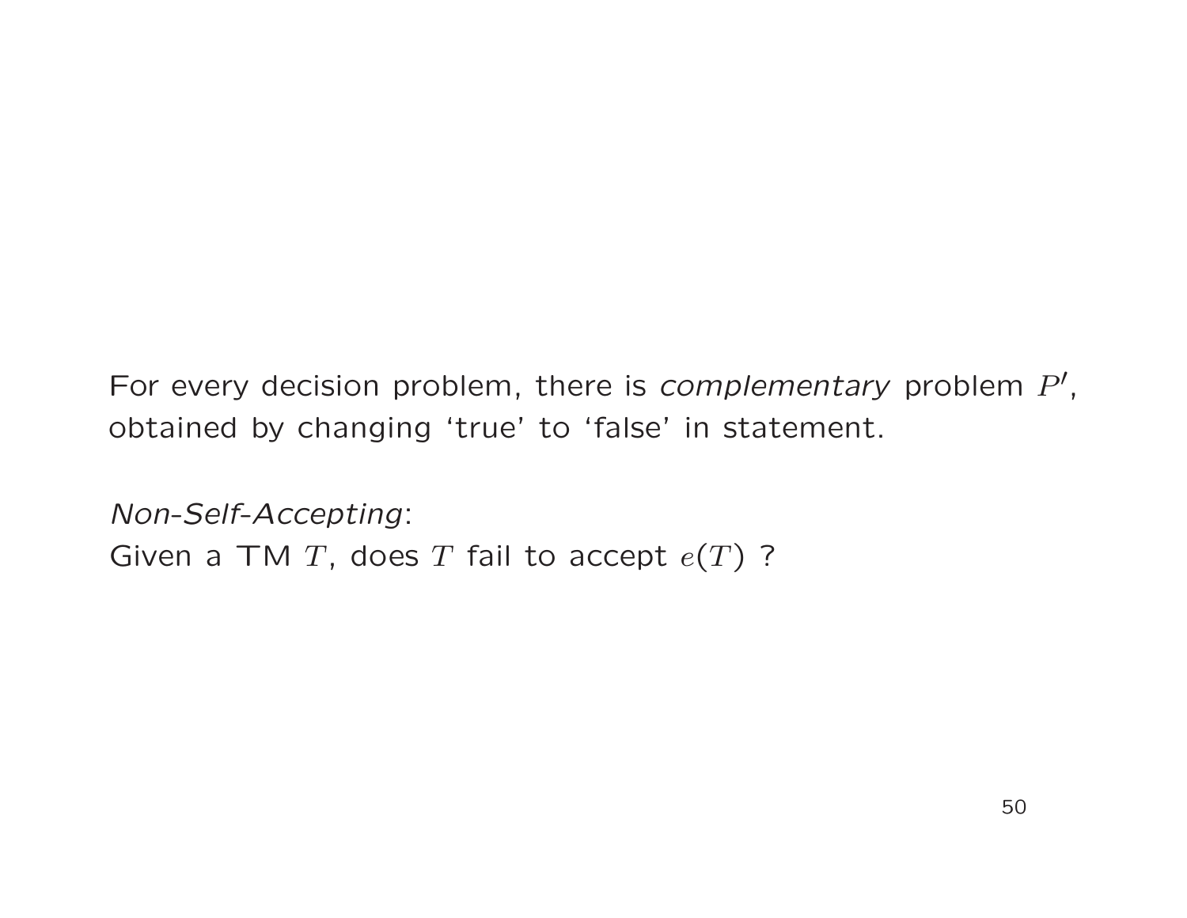For every decision problem, there is *complementary* problem $P'$, obtained by changing ‘true’ to ‘false’ in statement.

*Non-Self-Accepting*:
Given a TM $T$, does $T$ fail to accept $e(T)$ ?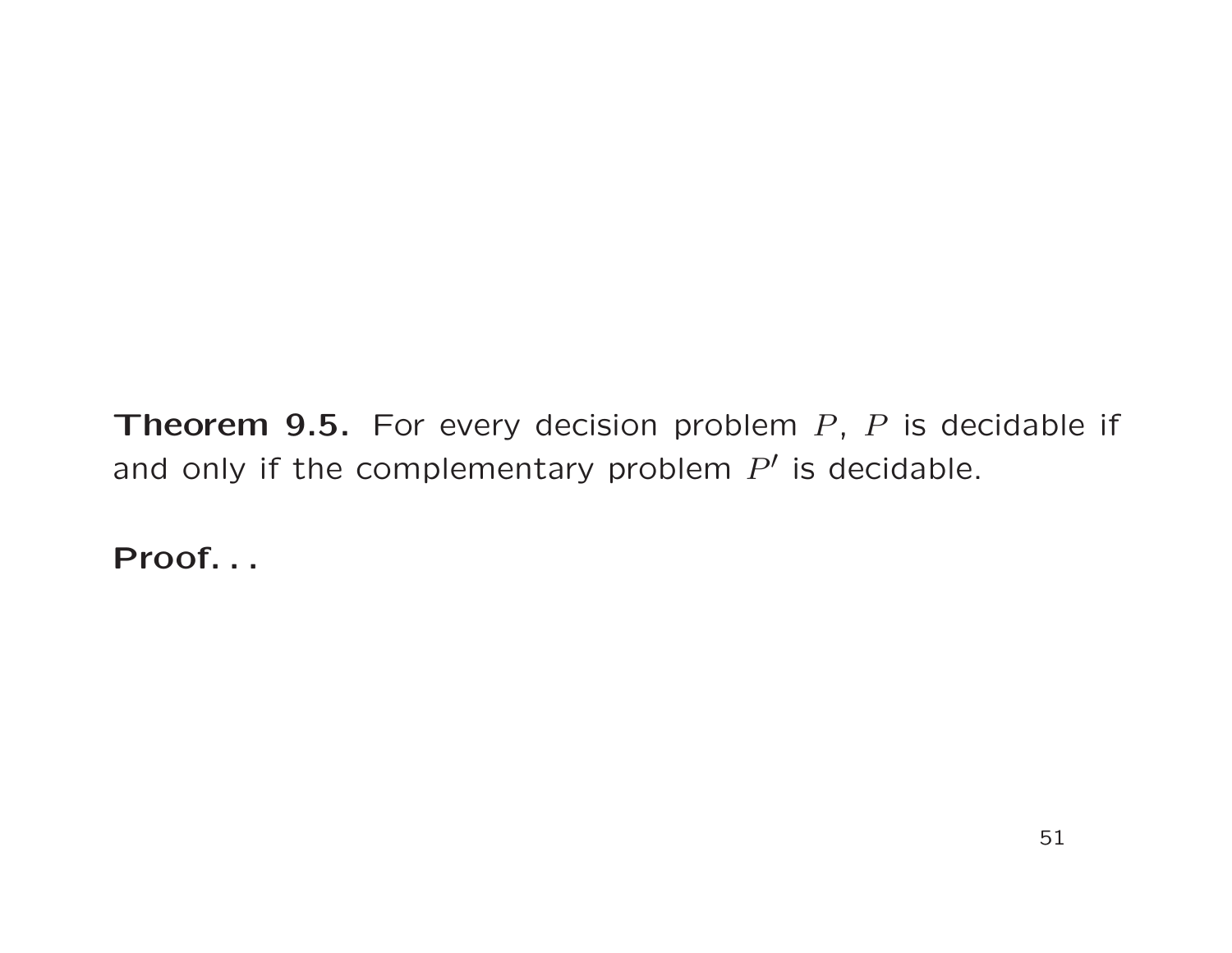**Theorem 9.5.** For every decision problem $P$, $P$ is decidable if and only if the complementary problem $P'$ is decidable.

**Proof. . .**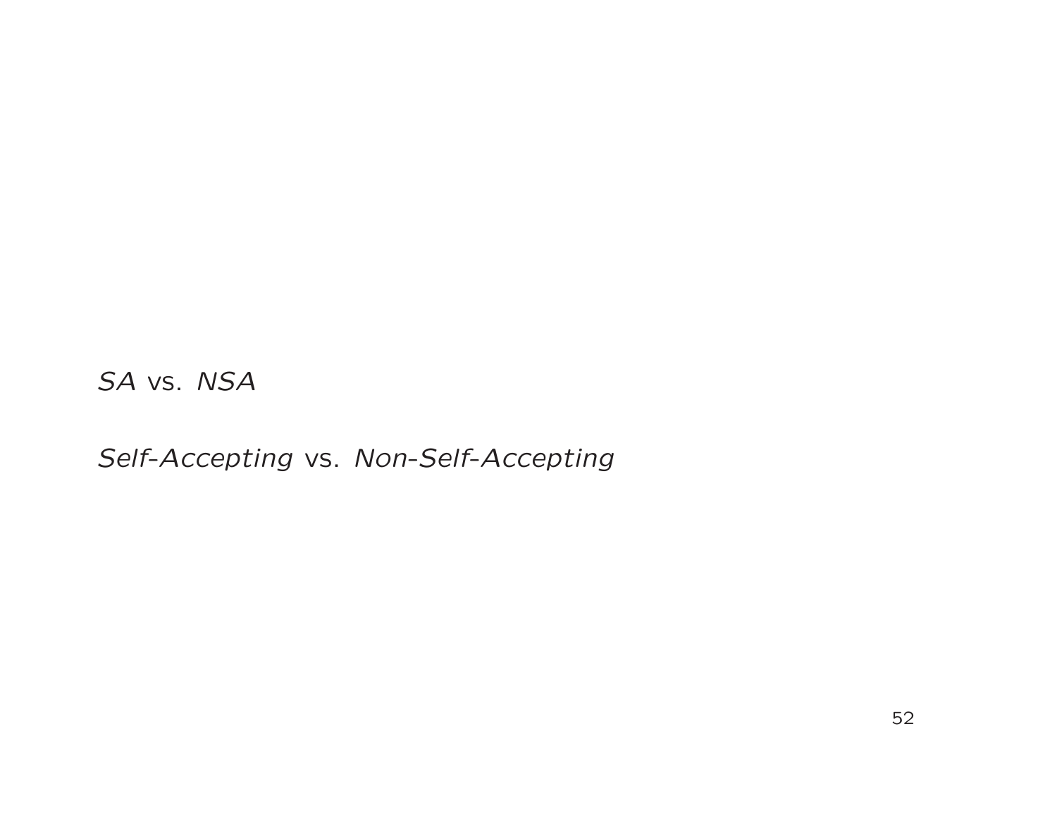*SA* vs. *NSA*

*Self-Accepting* vs. *Non-Self-Accepting*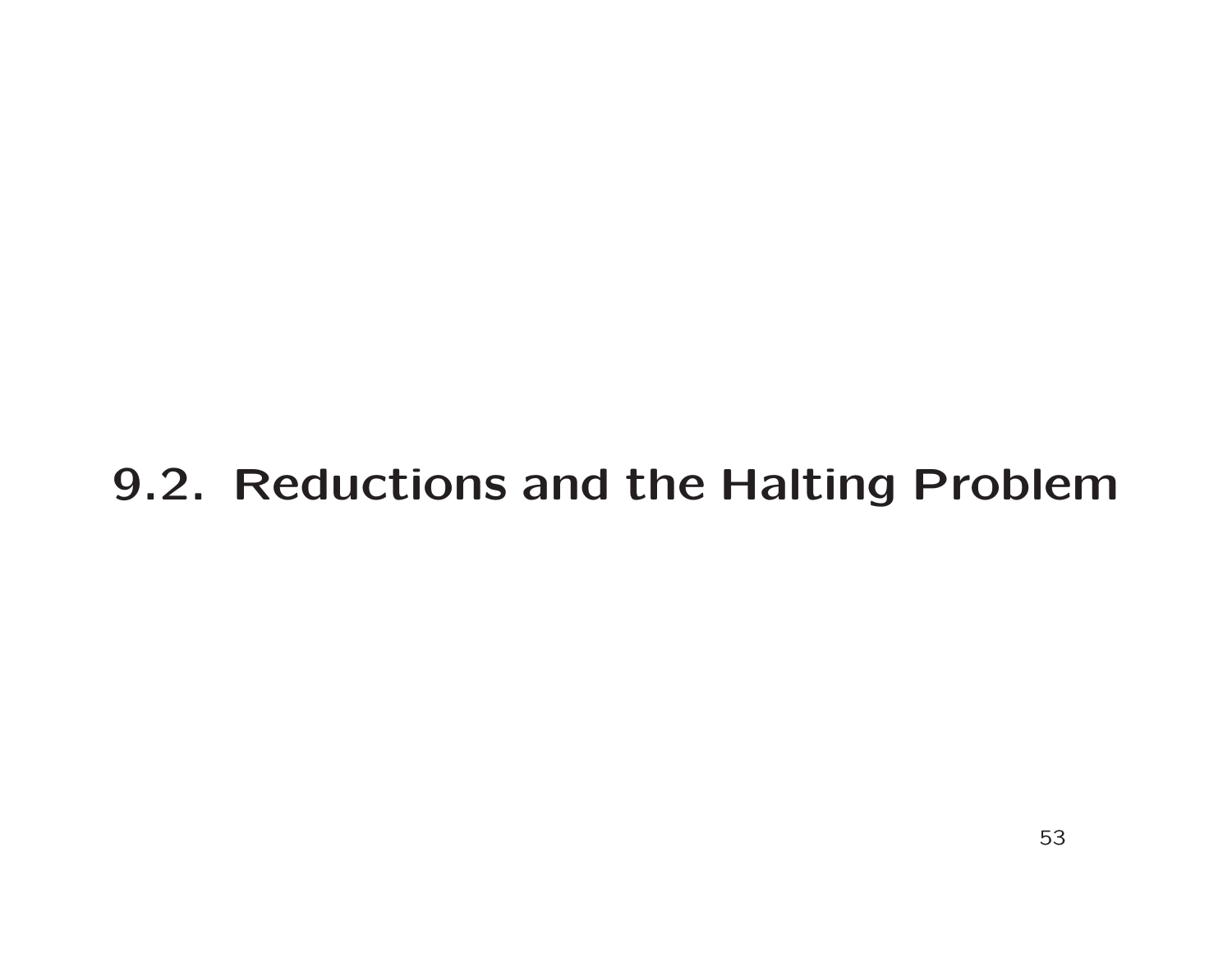# 9.2. Reductions and the Halting Problem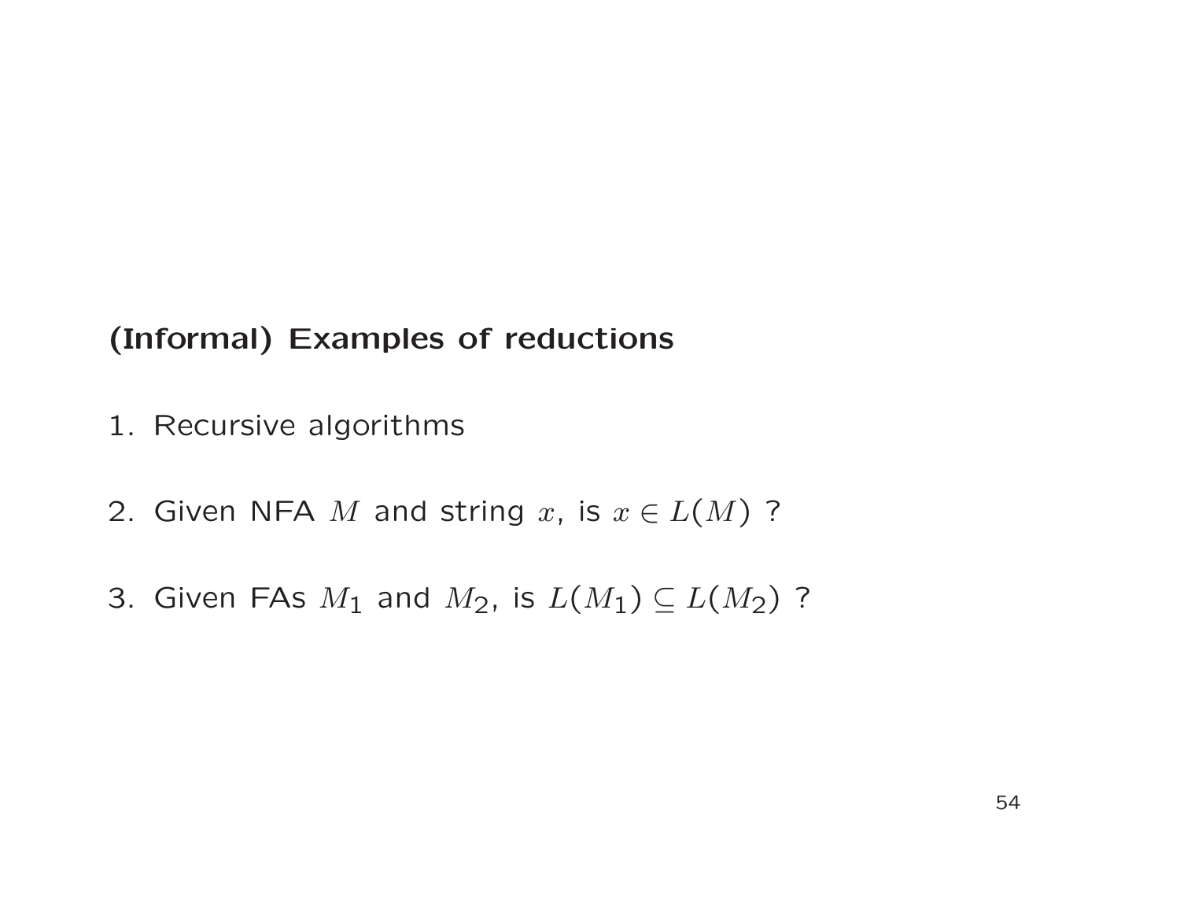**(Informal) Examples of reductions**

1. Recursive algorithms

2. Given NFA $M$ and string $x$, is $x \in L(M)$ ?

3. Given FAs $M_1$ and $M_2$, is $L(M_1) \subseteq L(M_2)$ ?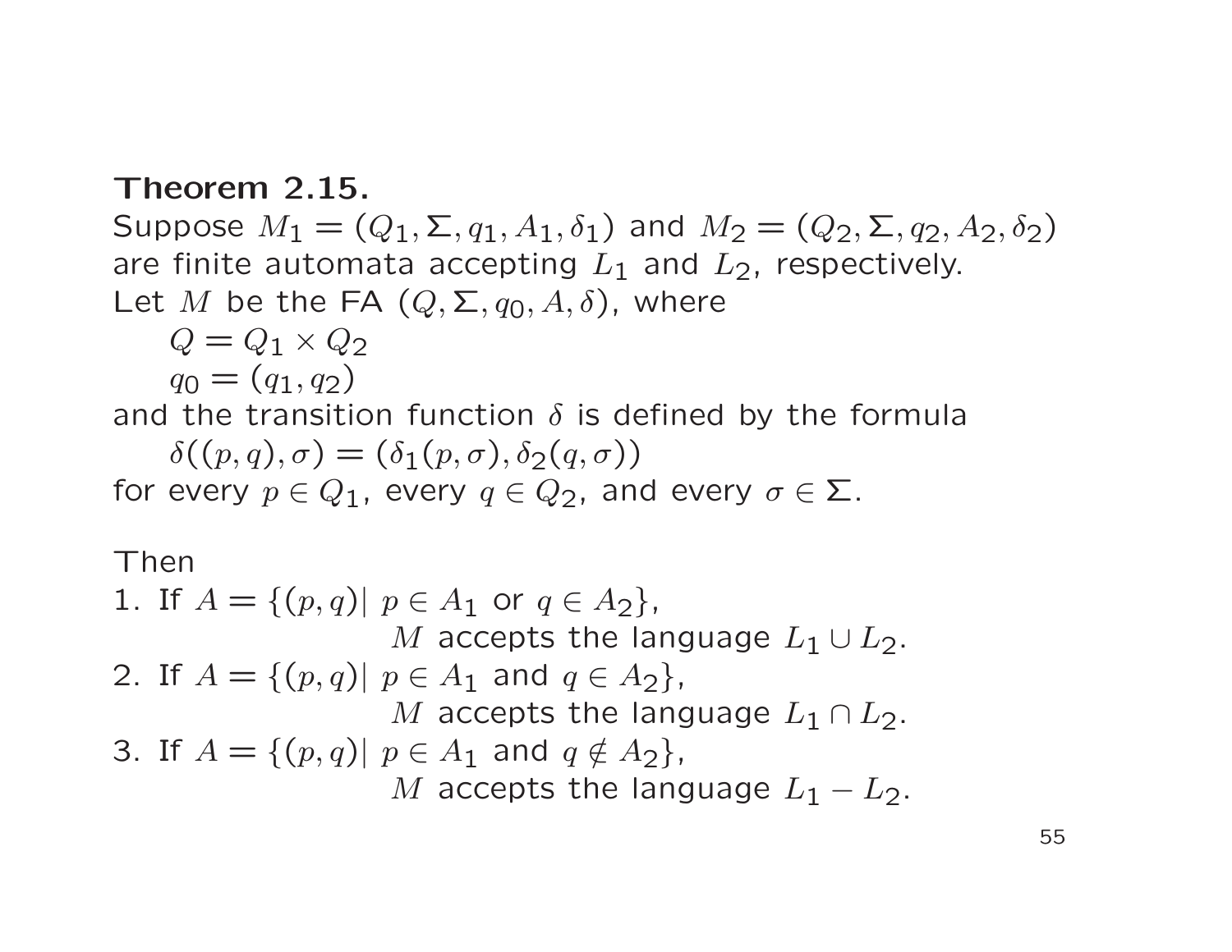**Theorem 2.15.**
Suppose $M_1 = (Q_1, \Sigma, q_1, A_1, \delta_1)$ and $M_2 = (Q_2, \Sigma, q_2, A_2, \delta_2)$ are finite automata accepting $L_1$ and $L_2$, respectively.
Let $M$ be the FA $(Q, \Sigma, q_0, A, \delta)$, where

$Q = Q_1 \times Q_2$

$q_0 = (q_1, q_2)$

and the transition function $\delta$ is defined by the formula

$\delta((p, q), \sigma) = (\delta_1(p, \sigma), \delta_2(q, \sigma))$

for every $p \in Q_1$, every $q \in Q_2$, and every $\sigma \in \Sigma$.

Then

1. If $A = \{(p, q) |\ p \in A_1 \text{ or } q \in A_2\}$,
   $M$ accepts the language $L_1 \cup L_2$.
2. If $A = \{(p, q) |\ p \in A_1 \text{ and } q \in A_2\}$,
   $M$ accepts the language $L_1 \cap L_2$.
3. If $A = \{(p, q) |\ p \in A_1 \text{ and } q \notin A_2\}$,
   $M$ accepts the language $L_1 - L_2$.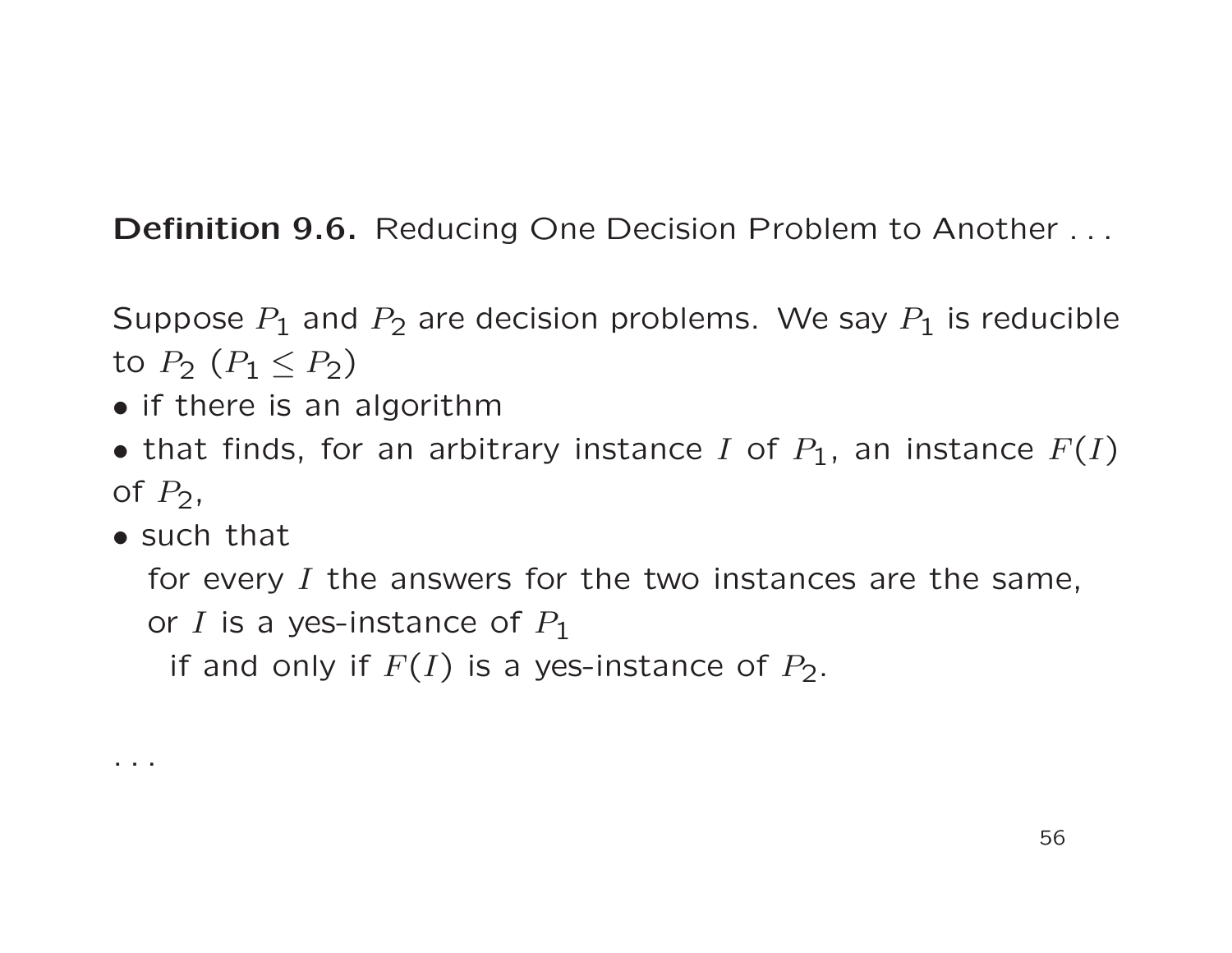**Definition 9.6.** Reducing One Decision Problem to Another . . .

Suppose $P_1$ and $P_2$ are decision problems. We say $P_1$ is reducible to $P_2$ ($P_1 \leq P_2$)

- if there is an algorithm
- that finds, for an arbitrary instance $I$ of $P_1$, an instance $F(I)$ of $P_2$,
- such that

  for every $I$ the answers for the two instances are the same,
  or $I$ is a yes-instance of $P_1$
  
  if and only if $F(I)$ is a yes-instance of $P_2$.

. . .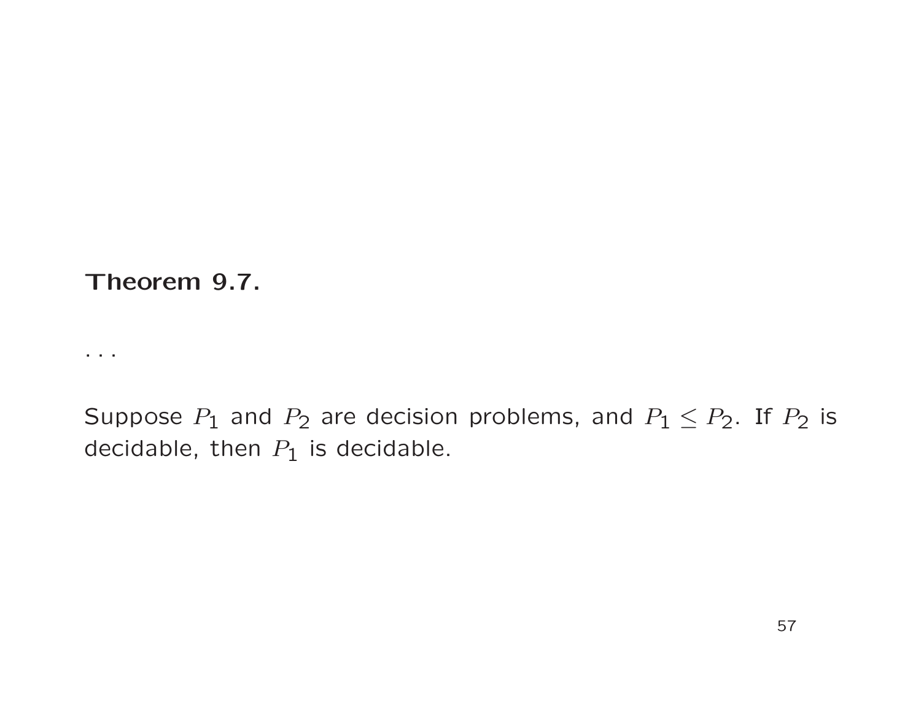**Theorem 9.7.**

...

Suppose $P_1$ and $P_2$ are decision problems, and $P_1 \leq P_2$. If $P_2$ is decidable, then $P_1$ is decidable.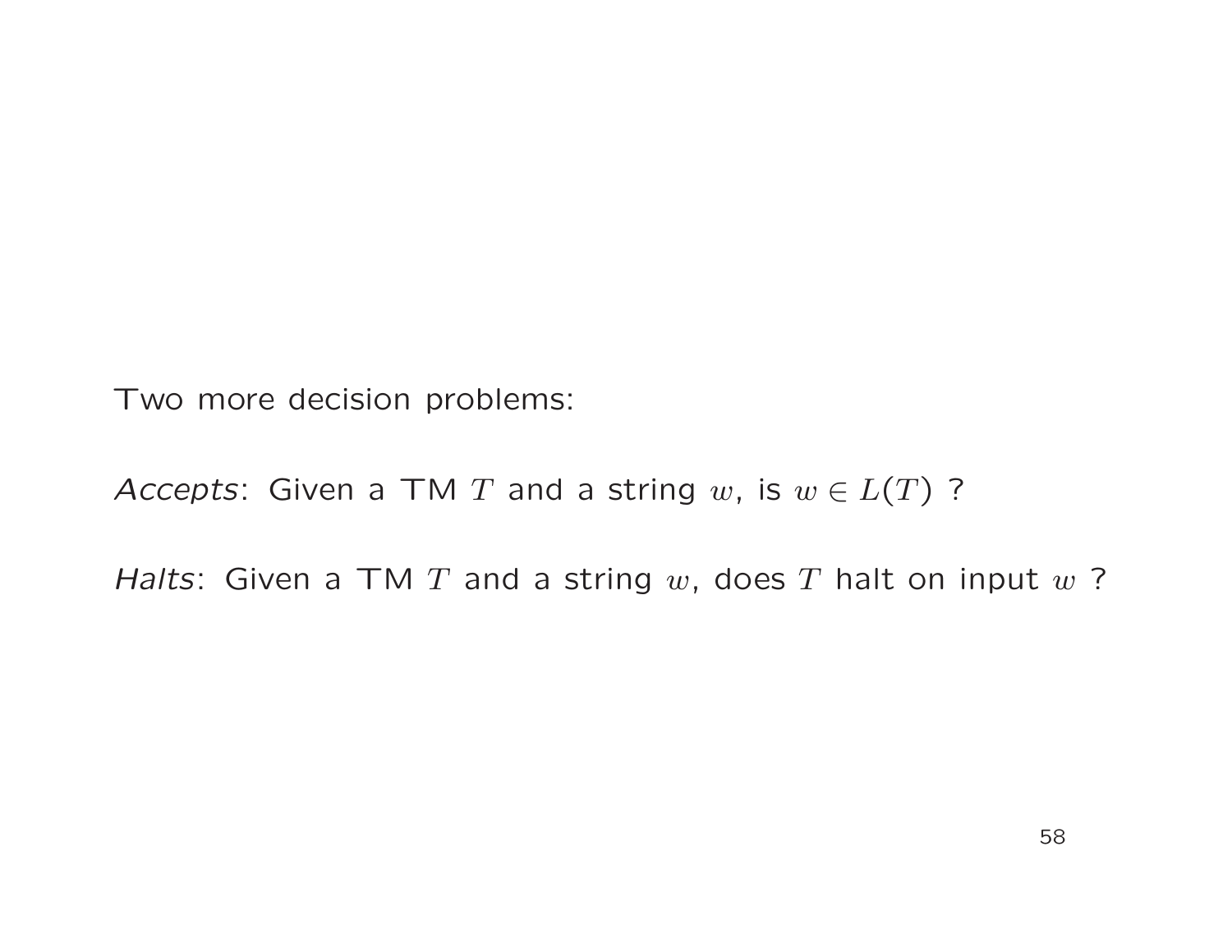Two more decision problems:

*Accepts*: Given a TM $T$ and a string $w$, is $w \in L(T)$ ?

*Halts*: Given a TM $T$ and a string $w$, does $T$ halt on input $w$ ?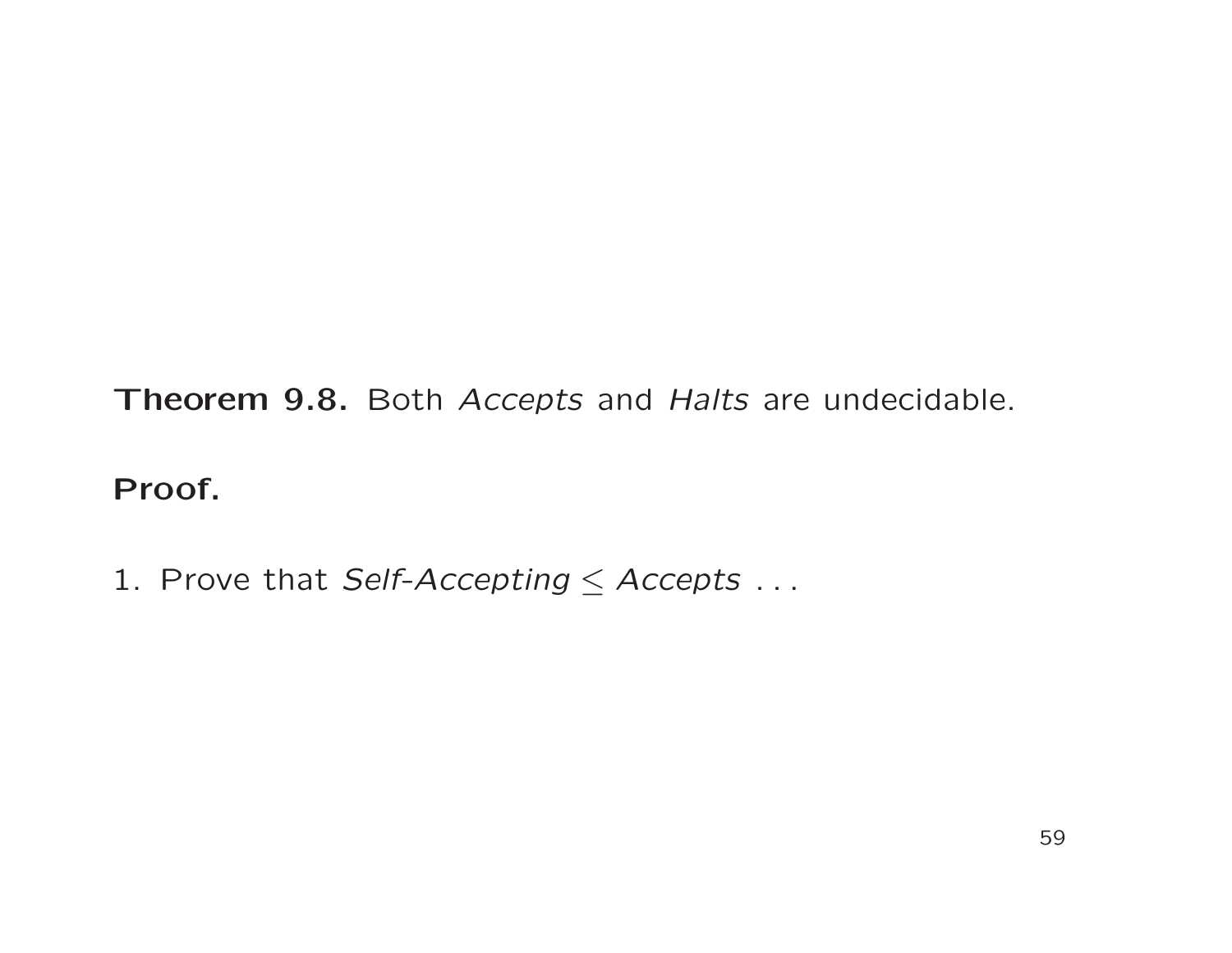**Theorem 9.8.** Both *Accepts* and *Halts* are undecidable.

**Proof.**

1. Prove that *Self-Accepting* $\leq$ *Accepts* . . .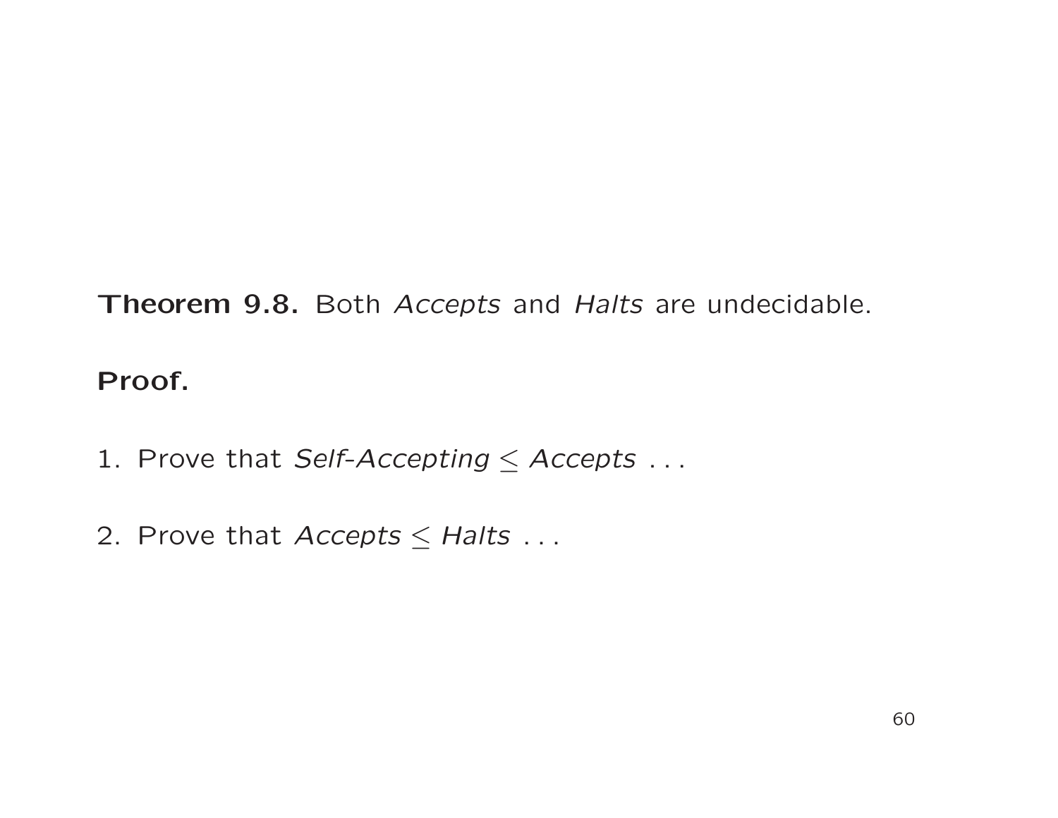**Theorem 9.8.** Both *Accepts* and *Halts* are undecidable.

**Proof.**

1. Prove that *Self-Accepting* $\leq$ *Accepts* . . .

2. Prove that *Accepts* $\leq$ *Halts* . . .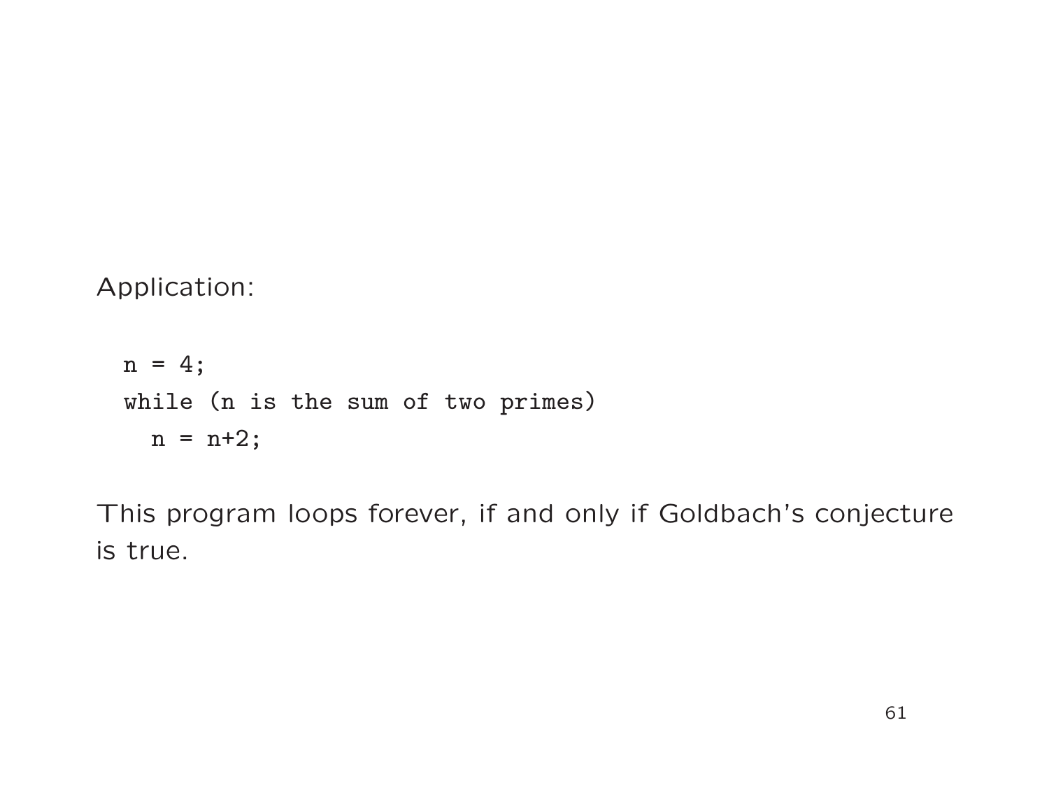Application:

```
n = 4;
while (n is the sum of two primes)
  n = n+2;
```

This program loops forever, if and only if Goldbach's conjecture is true.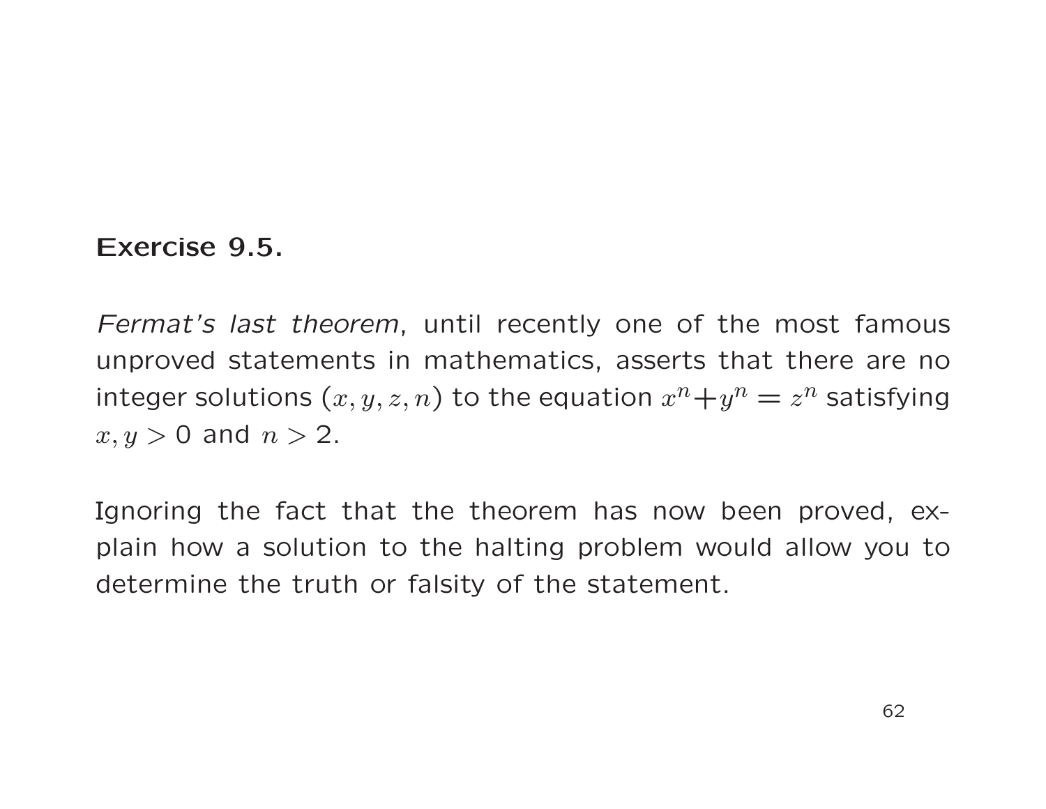**Exercise 9.5.**

*Fermat's last theorem*, until recently one of the most famous unproved statements in mathematics, asserts that there are no integer solutions $(x, y, z, n)$ to the equation $x^n + y^n = z^n$ satisfying $x, y > 0$ and $n > 2$.

Ignoring the fact that the theorem has now been proved, explain how a solution to the halting problem would allow you to determine the truth or falsity of the statement.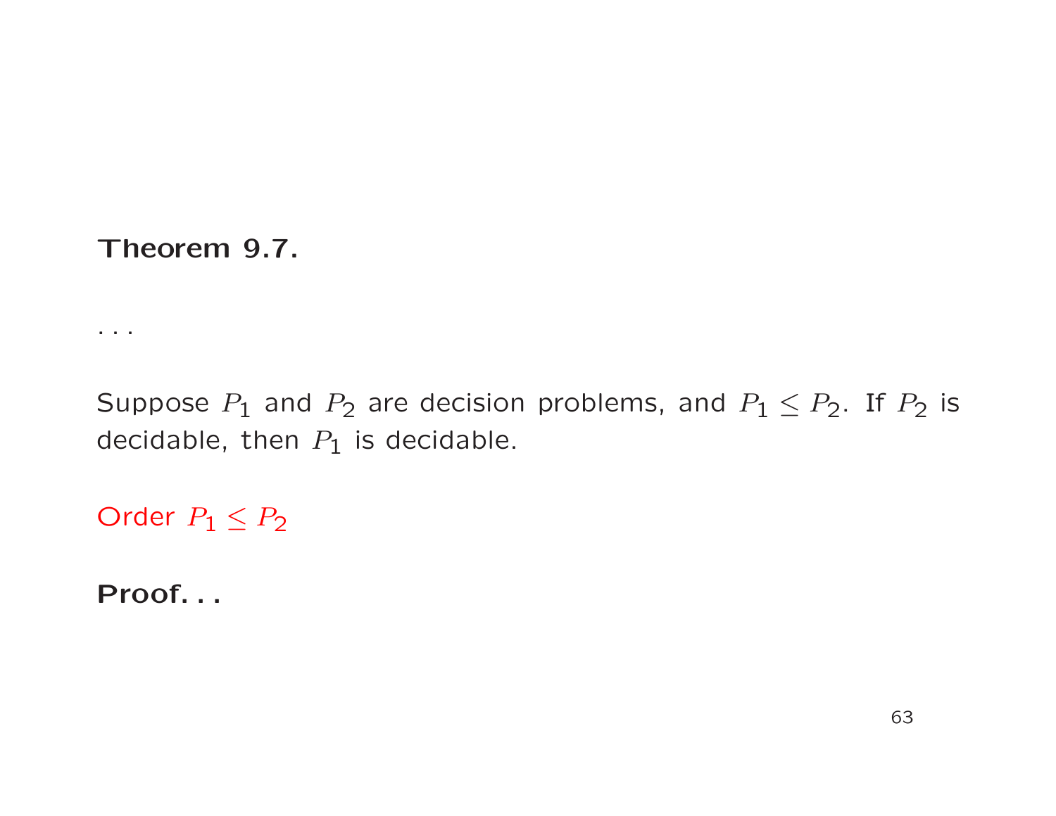**Theorem 9.7.**

. . .

Suppose $P_1$ and $P_2$ are decision problems, and $P_1 \leq P_2$. If $P_2$ is decidable, then $P_1$ is decidable.

Order $P_1 \leq P_2$

**Proof. . .**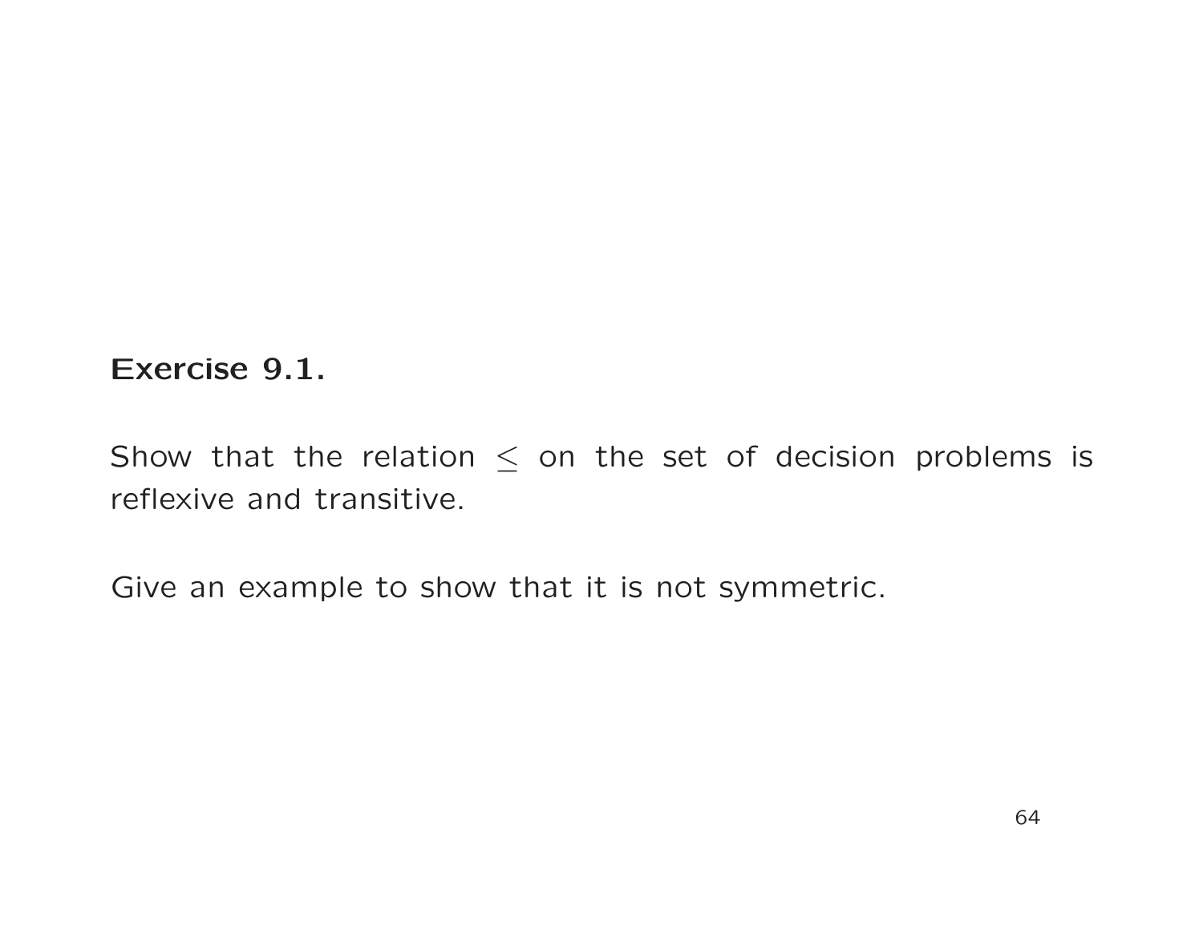**Exercise 9.1.**

Show that the relation $\leq$ on the set of decision problems is reflexive and transitive.

Give an example to show that it is not symmetric.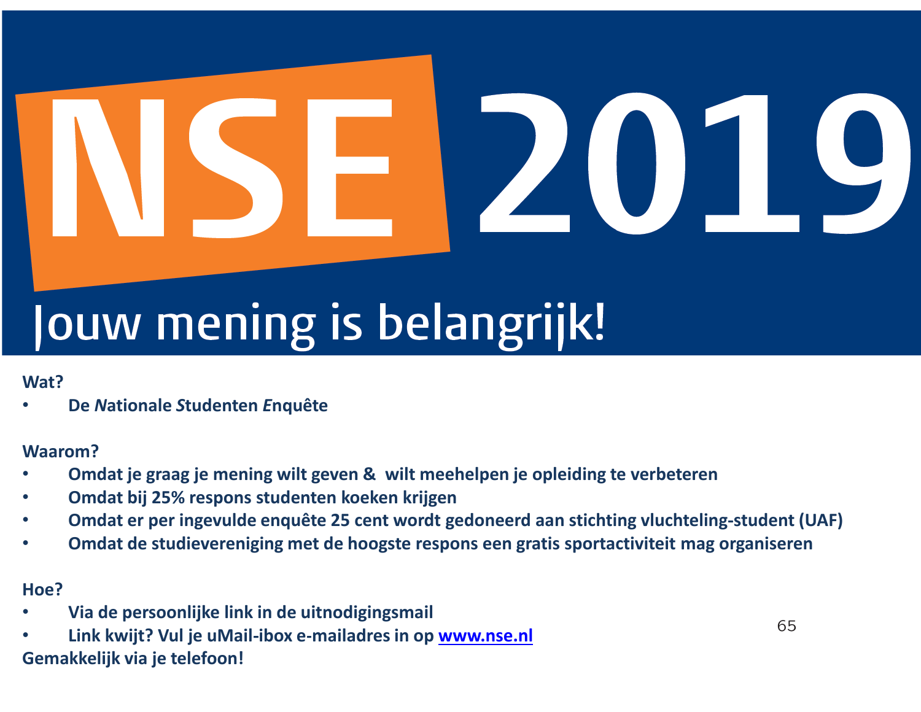# NSE 2019

## Jouw mening is belangrijk!

**Wat?**

- **De *N*ationale *S*tudenten *E*nquête**

**Waarom?**

- **Omdat je graag je mening wilt geven & wilt meehelpen je opleiding te verbeteren**
- **Omdat bij 25% respons studenten koeken krijgen**
- **Omdat er per ingevulde enquête 25 cent wordt gedoneerd aan stichting vluchteling-student (UAF)**
- **Omdat de studievereniging met de hoogste respons een gratis sportactiviteit mag organiseren**

**Hoe?**

- **Via de persoonlijke link in de uitnodigingsmail**
- **Link kwijt? Vul je uMail-ibox e-mailadres in op [www.nse.nl](http://www.nse.nl)**

**Gemakkelijk via je telefoon!**